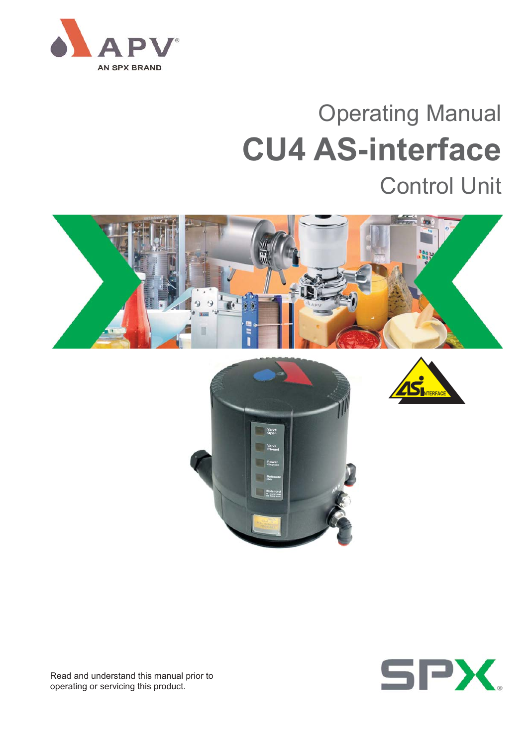APV

AN SPX BRAND

# Operating Manual

# CU4 AS-interface

## Control Unit

Read and understand this manual prior to operating or servicing this product.

SPX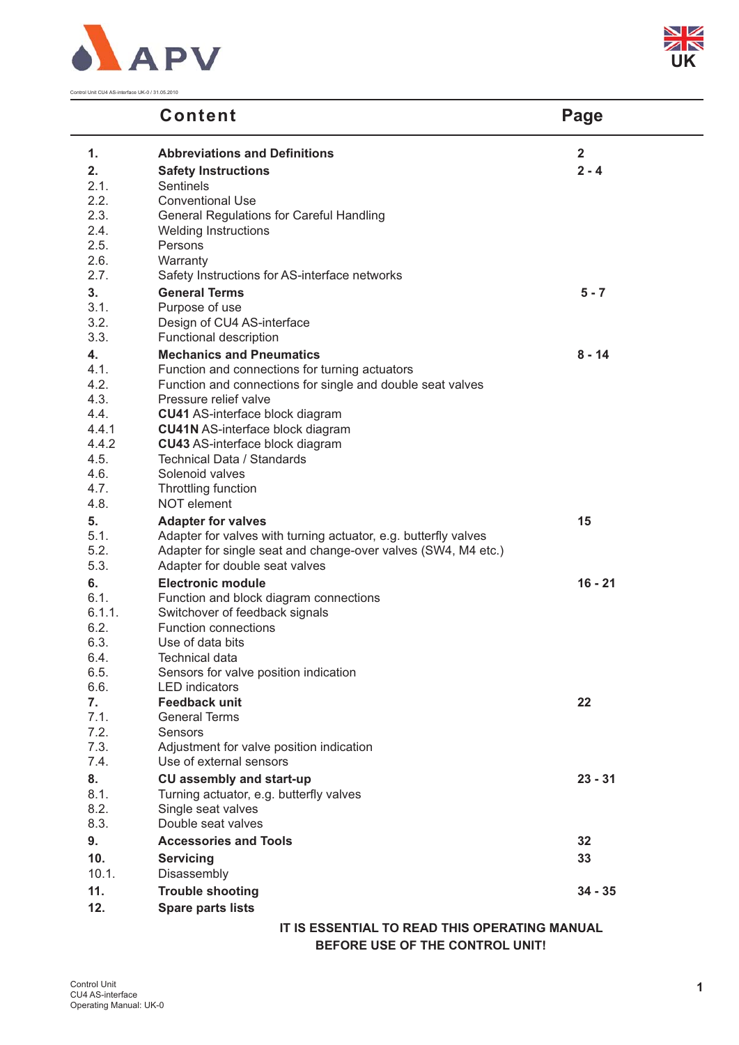# Content

| | Content | Page |
|---|---|---|
| **1.** | **Abbreviations and Definitions** | **2** |
| **2.** | **Safety Instructions** | **2 - 4** |
| 2.1. | Sentinels | |
| 2.2. | Conventional Use | |
| 2.3. | General Regulations for Careful Handling | |
| 2.4. | Welding Instructions | |
| 2.5. | Persons | |
| 2.6. | Warranty | |
| 2.7. | Safety Instructions for AS-interface networks | |
| **3.** | **General Terms** | **5 - 7** |
| 3.1. | Purpose of use | |
| 3.2. | Design of CU4 AS-interface | |
| 3.3. | Functional description | |
| **4.** | **Mechanics and Pneumatics** | **8 - 14** |
| 4.1. | Function and connections for turning actuators | |
| 4.2. | Function and connections for single and double seat valves | |
| 4.3. | Pressure relief valve | |
| 4.4. | **CU41** AS-interface block diagram | |
| 4.4.1 | **CU41N** AS-interface block diagram | |
| 4.4.2 | **CU43** AS-interface block diagram | |
| 4.5. | Technical Data / Standards | |
| 4.6. | Solenoid valves | |
| 4.7. | Throttling function | |
| 4.8. | NOT element | |
| **5.** | **Adapter for valves** | **15** |
| 5.1. | Adapter for valves with turning actuator, e.g. butterfly valves | |
| 5.2. | Adapter for single seat and change-over valves (SW4, M4 etc.) | |
| 5.3. | Adapter for double seat valves | |
| **6.** | **Electronic module** | **16 - 21** |
| 6.1. | Function and block diagram connections | |
| 6.1.1. | Switchover of feedback signals | |
| 6.2. | Function connections | |
| 6.3. | Use of data bits | |
| 6.4. | Technical data | |
| 6.5. | Sensors for valve position indication | |
| 6.6. | LED indicators | |
| **7.** | **Feedback unit** | **22** |
| 7.1. | General Terms | |
| 7.2. | Sensors | |
| 7.3. | Adjustment for valve position indication | |
| 7.4. | Use of external sensors | |
| **8.** | **CU assembly and start-up** | **23 - 31** |
| 8.1. | Turning actuator, e.g. butterfly valves | |
| 8.2. | Single seat valves | |
| 8.3. | Double seat valves | |
| **9.** | **Accessories and Tools** | **32** |
| **10.** | **Servicing** | **33** |
| 10.1. | Disassembly | |
| **11.** | **Trouble shooting** | **34 - 35** |
| **12.** | **Spare parts lists** | |

**IT IS ESSENTIAL TO READ THIS OPERATING MANUAL BEFORE USE OF THE CONTROL UNIT!**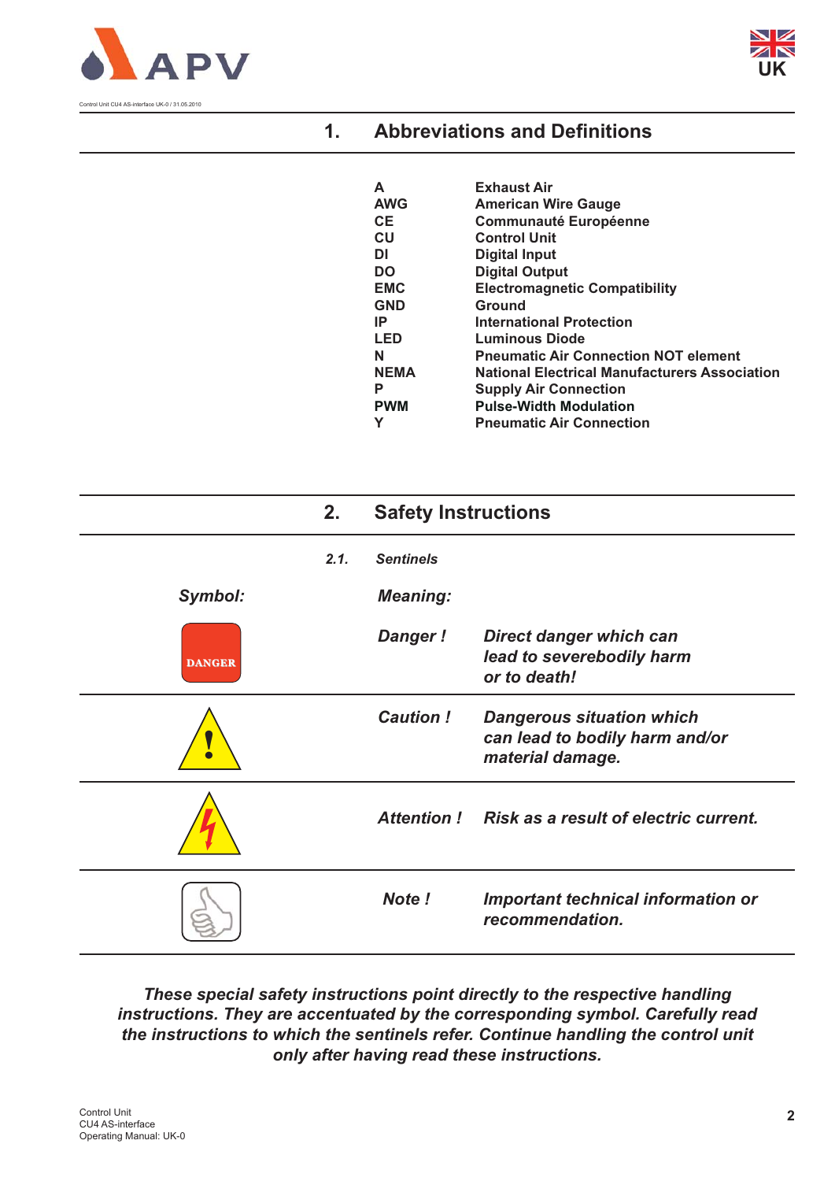## 1. Abbreviations and Definitions

| | |
|---|---|
| **A** | **Exhaust Air** |
| **AWG** | **American Wire Gauge** |
| **CE** | **Communauté Européenne** |
| **CU** | **Control Unit** |
| **DI** | **Digital Input** |
| **DO** | **Digital Output** |
| **EMC** | **Electromagnetic Compatibility** |
| **GND** | **Ground** |
| **IP** | **International Protection** |
| **LED** | **Luminous Diode** |
| **N** | **Pneumatic Air Connection NOT element** |
| **NEMA** | **National Electrical Manufacturers Association** |
| **P** | **Supply Air Connection** |
| **PWM** | **Pulse-Width Modulation** |
| **Y** | **Pneumatic Air Connection** |

## 2. Safety Instructions

### *2.1. Sentinels*

| *Symbol:* | *Meaning:* | |
|---|---|---|
| DANGER | ***Danger !*** | ***Direct danger which can lead to severebodily harm or to death!*** |
| | ***Caution !*** | ***Dangerous situation which can lead to bodily harm and/or material damage.*** |
| | ***Attention !*** | ***Risk as a result of electric current.*** |
| | ***Note !*** | ***Important technical information or recommendation.*** |

***These special safety instructions point directly to the respective handling instructions. They are accentuated by the corresponding symbol. Carefully read the instructions to which the sentinels refer. Continue handling the control unit only after having read these instructions.***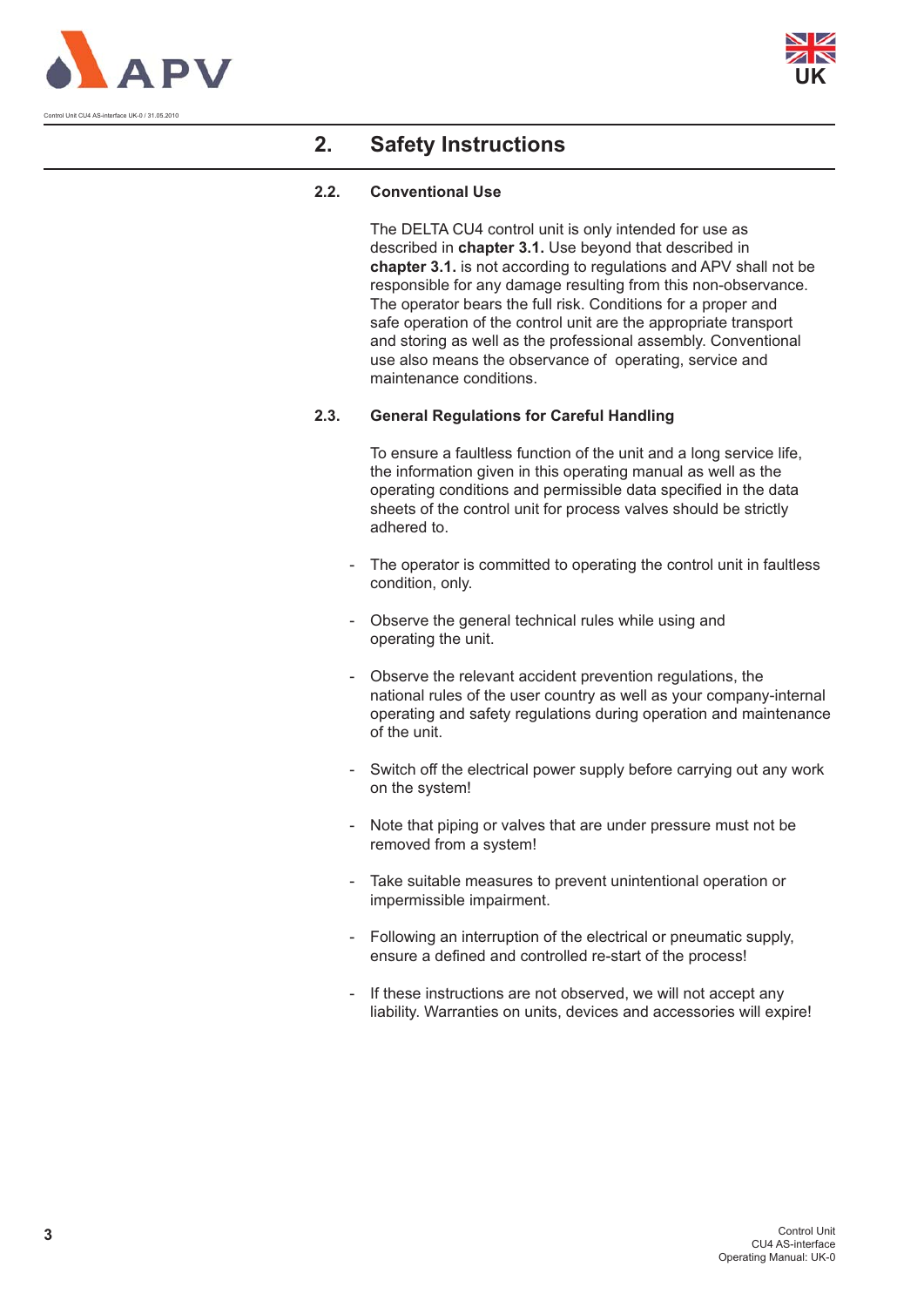# 2. Safety Instructions

## 2.2. Conventional Use

The DELTA CU4 control unit is only intended for use as described in **chapter 3.1.** Use beyond that described in **chapter 3.1.** is not according to regulations and APV shall not be responsible for any damage resulting from this non-observance. The operator bears the full risk. Conditions for a proper and safe operation of the control unit are the appropriate transport and storing as well as the professional assembly. Conventional use also means the observance of operating, service and maintenance conditions.

## 2.3. General Regulations for Careful Handling

To ensure a faultless function of the unit and a long service life, the information given in this operating manual as well as the operating conditions and permissible data specified in the data sheets of the control unit for process valves should be strictly adhered to.

- The operator is committed to operating the control unit in faultless condition, only.
- Observe the general technical rules while using and operating the unit.
- Observe the relevant accident prevention regulations, the national rules of the user country as well as your company-internal operating and safety regulations during operation and maintenance of the unit.
- Switch off the electrical power supply before carrying out any work on the system!
- Note that piping or valves that are under pressure must not be removed from a system!
- Take suitable measures to prevent unintentional operation or impermissible impairment.
- Following an interruption of the electrical or pneumatic supply, ensure a defined and controlled re-start of the process!
- If these instructions are not observed, we will not accept any liability. Warranties on units, devices and accessories will expire!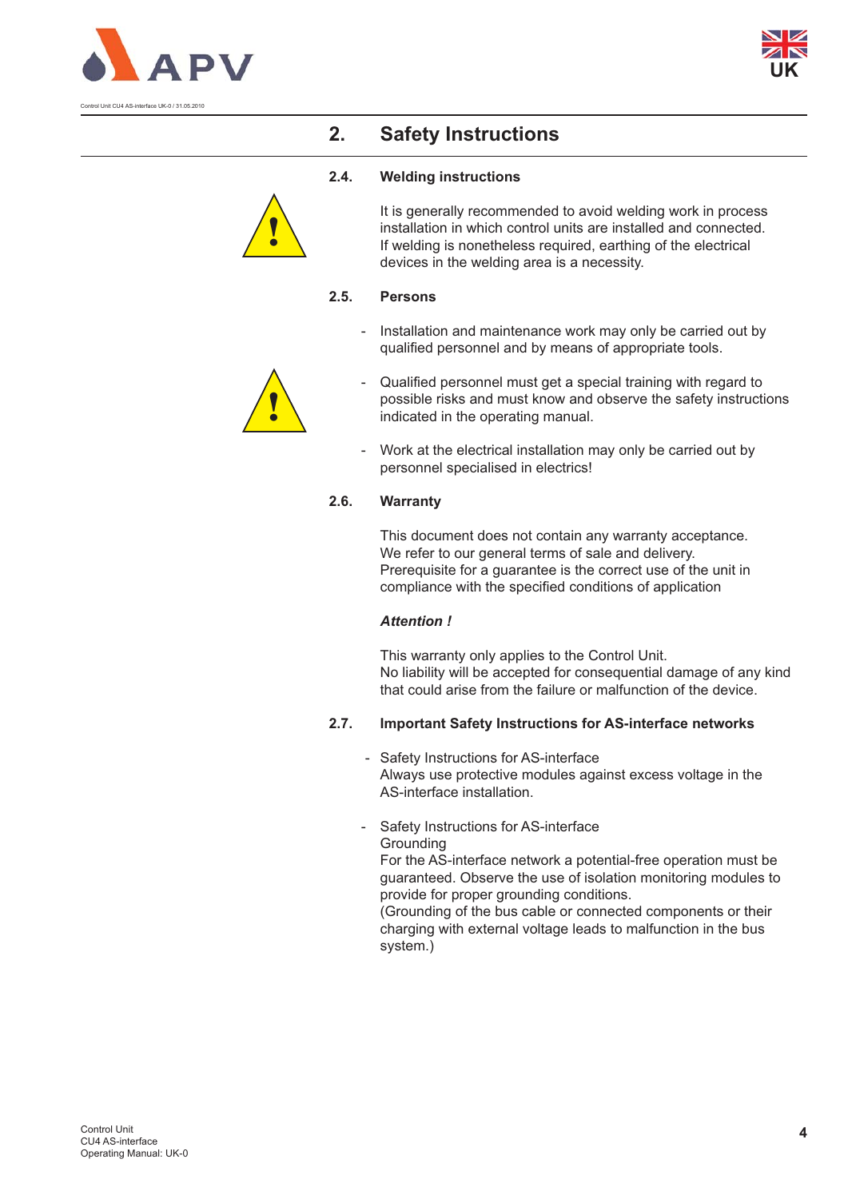## 2. Safety Instructions

### 2.4. Welding instructions

It is generally recommended to avoid welding work in process installation in which control units are installed and connected.
If welding is nonetheless required, earthing of the electrical devices in the welding area is a necessity.

### 2.5. Persons

- Installation and maintenance work may only be carried out by qualified personnel and by means of appropriate tools.
- Qualified personnel must get a special training with regard to possible risks and must know and observe the safety instructions indicated in the operating manual.
- Work at the electrical installation may only be carried out by personnel specialised in electrics!

### 2.6. Warranty

This document does not contain any warranty acceptance.
We refer to our general terms of sale and delivery.
Prerequisite for a guarantee is the correct use of the unit in compliance with the specified conditions of application

***Attention !***

This warranty only applies to the Control Unit.
No liability will be accepted for consequential damage of any kind that could arise from the failure or malfunction of the device.

### 2.7. Important Safety Instructions for AS-interface networks

- Safety Instructions for AS-interface
  Always use protective modules against excess voltage in the AS-interface installation.
- Safety Instructions for AS-interface
  Grounding
  For the AS-interface network a potential-free operation must be guaranteed. Observe the use of isolation monitoring modules to provide for proper grounding conditions.
  (Grounding of the bus cable or connected components or their charging with external voltage leads to malfunction in the bus system.)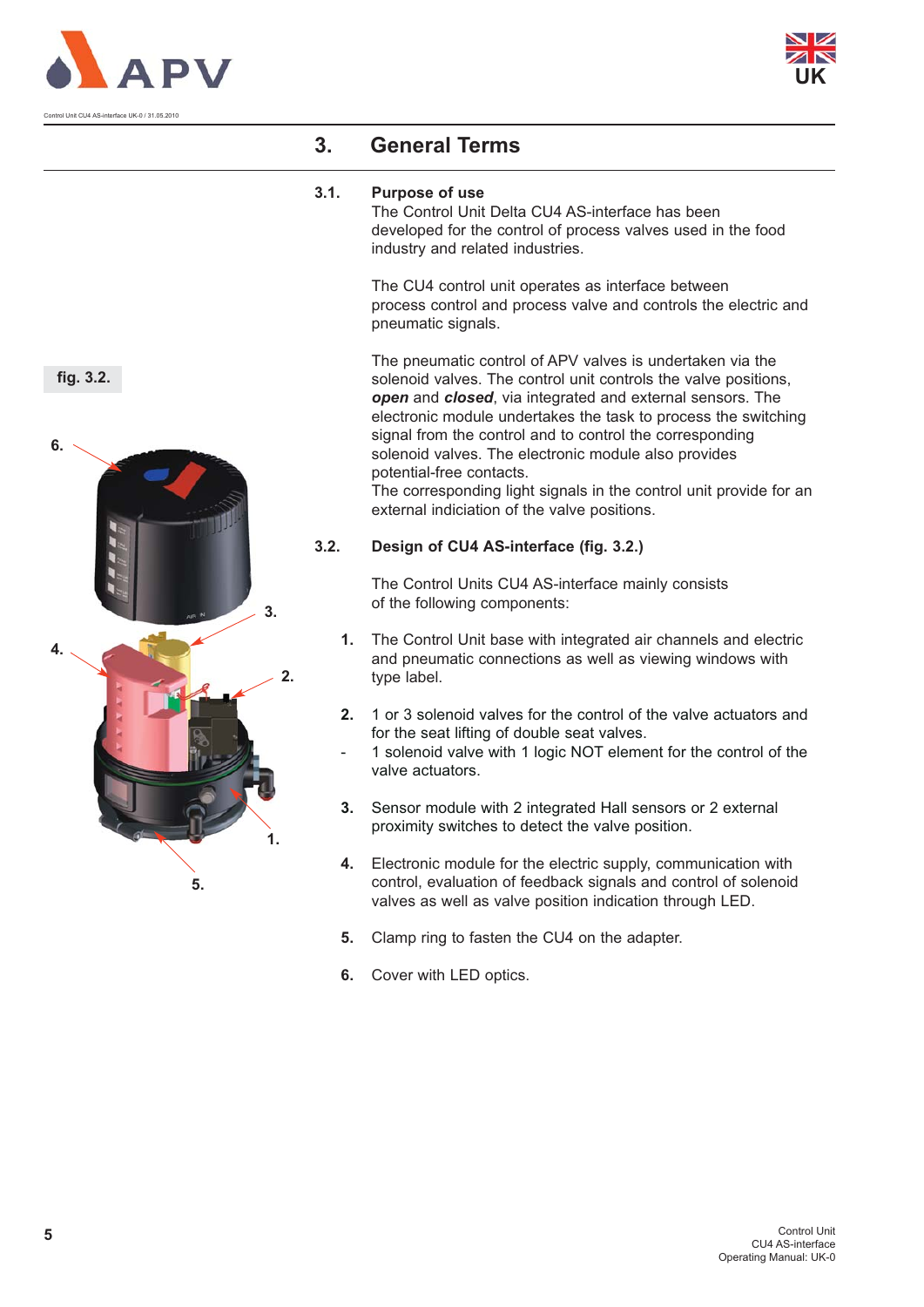# 3. General Terms

## 3.1. Purpose of use

The Control Unit Delta CU4 AS-interface has been developed for the control of process valves used in the food industry and related industries.

The CU4 control unit operates as interface between process control and process valve and controls the electric and pneumatic signals.

The pneumatic control of APV valves is undertaken via the solenoid valves. The control unit controls the valve positions, ***open*** and ***closed***, via integrated and external sensors. The electronic module undertakes the task to process the switching signal from the control and to control the corresponding solenoid valves. The electronic module also provides potential-free contacts.
The corresponding light signals in the control unit provide for an external indiciation of the valve positions.

## 3.2. Design of CU4 AS-interface (fig. 3.2.)

fig. 3.2.

The Control Units CU4 AS-interface mainly consists of the following components:

1. The Control Unit base with integrated air channels and electric and pneumatic connections as well as viewing windows with type label.
2. 1 or 3 solenoid valves for the control of the valve actuators and for the seat lifting of double seat valves.
   - 1 solenoid valve with 1 logic NOT element for the control of the valve actuators.
3. Sensor module with 2 integrated Hall sensors or 2 external proximity switches to detect the valve position.
4. Electronic module for the electric supply, communication with control, evaluation of feedback signals and control of solenoid valves as well as valve position indication through LED.
5. Clamp ring to fasten the CU4 on the adapter.
6. Cover with LED optics.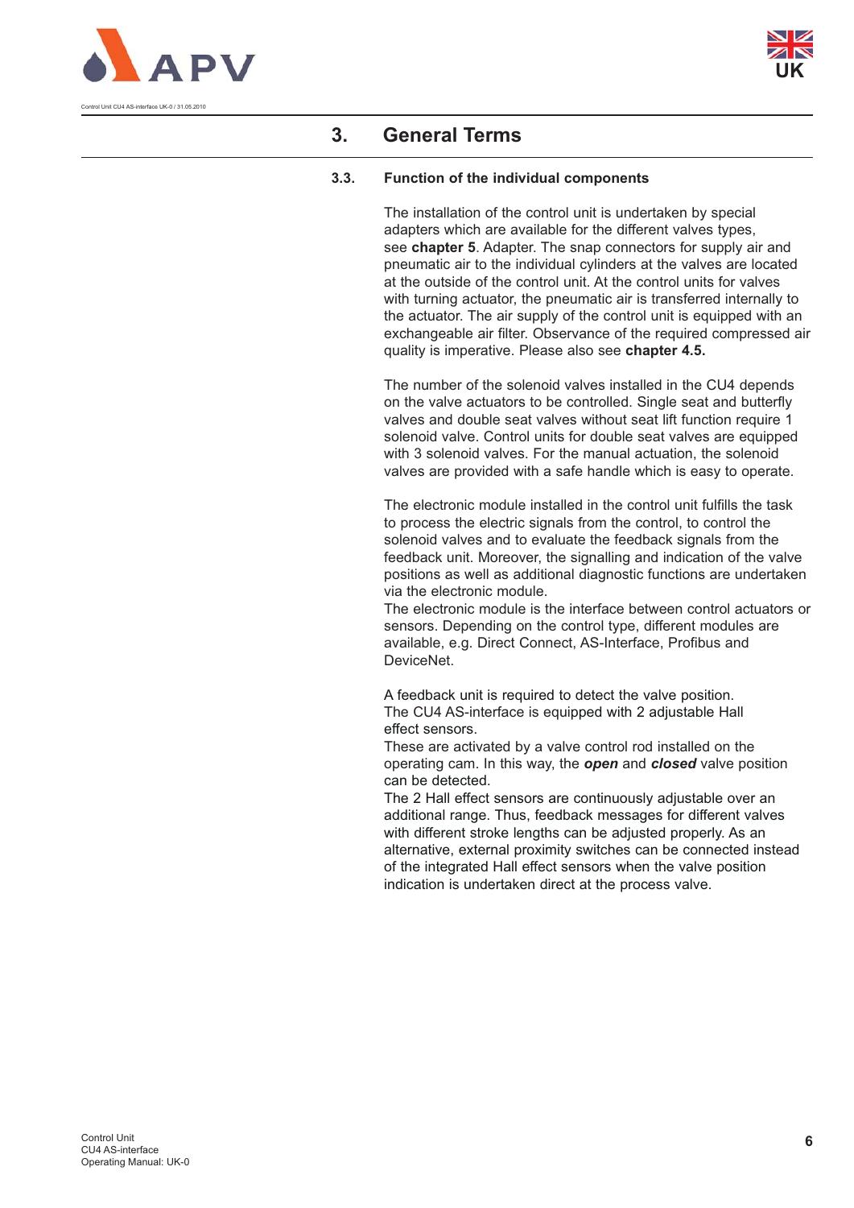## 3. General Terms

### 3.3. Function of the individual components

The installation of the control unit is undertaken by special adapters which are available for the different valves types, see **chapter 5**. Adapter. The snap connectors for supply air and pneumatic air to the individual cylinders at the valves are located at the outside of the control unit. At the control units for valves with turning actuator, the pneumatic air is transferred internally to the actuator. The air supply of the control unit is equipped with an exchangeable air filter. Observance of the required compressed air quality is imperative. Please also see **chapter 4.5.**

The number of the solenoid valves installed in the CU4 depends on the valve actuators to be controlled. Single seat and butterfly valves and double seat valves without seat lift function require 1 solenoid valve. Control units for double seat valves are equipped with 3 solenoid valves. For the manual actuation, the solenoid valves are provided with a safe handle which is easy to operate.

The electronic module installed in the control unit fulfills the task to process the electric signals from the control, to control the solenoid valves and to evaluate the feedback signals from the feedback unit. Moreover, the signalling and indication of the valve positions as well as additional diagnostic functions are undertaken via the electronic module.
The electronic module is the interface between control actuators or sensors. Depending on the control type, different modules are available, e.g. Direct Connect, AS-Interface, Profibus and DeviceNet.

A feedback unit is required to detect the valve position.
The CU4 AS-interface is equipped with 2 adjustable Hall effect sensors.
These are activated by a valve control rod installed on the operating cam. In this way, the ***open*** and ***closed*** valve position can be detected.
The 2 Hall effect sensors are continuously adjustable over an additional range. Thus, feedback messages for different valves with different stroke lengths can be adjusted properly. As an alternative, external proximity switches can be connected instead of the integrated Hall effect sensors when the valve position indication is undertaken direct at the process valve.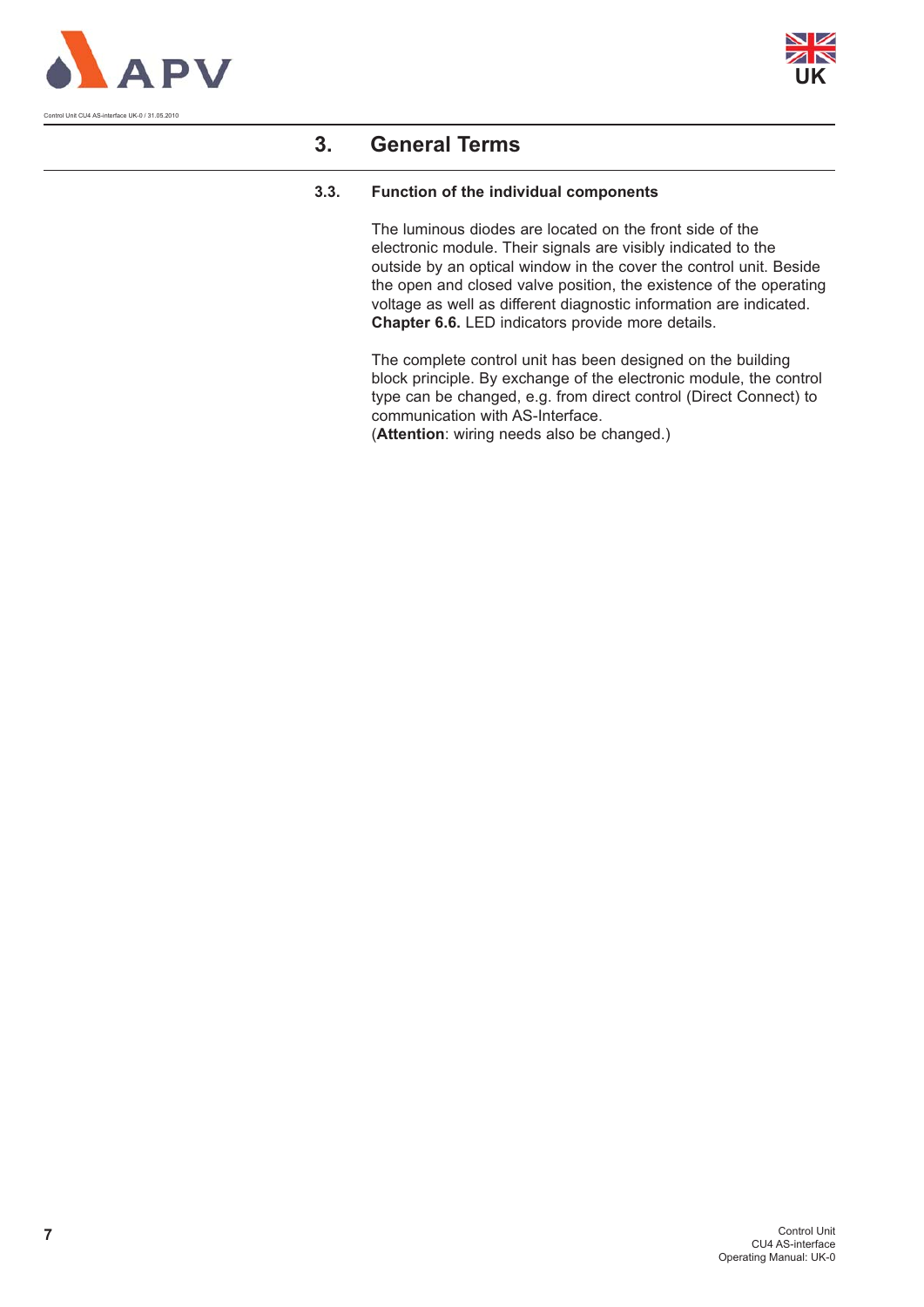# 3. General Terms

## 3.3. Function of the individual components

The luminous diodes are located on the front side of the electronic module. Their signals are visibly indicated to the outside by an optical window in the cover the control unit. Beside the open and closed valve position, the existence of the operating voltage as well as different diagnostic information are indicated. **Chapter 6.6.** LED indicators provide more details.

The complete control unit has been designed on the building block principle. By exchange of the electronic module, the control type can be changed, e.g. from direct control (Direct Connect) to communication with AS-Interface.
(**Attention**: wiring needs also be changed.)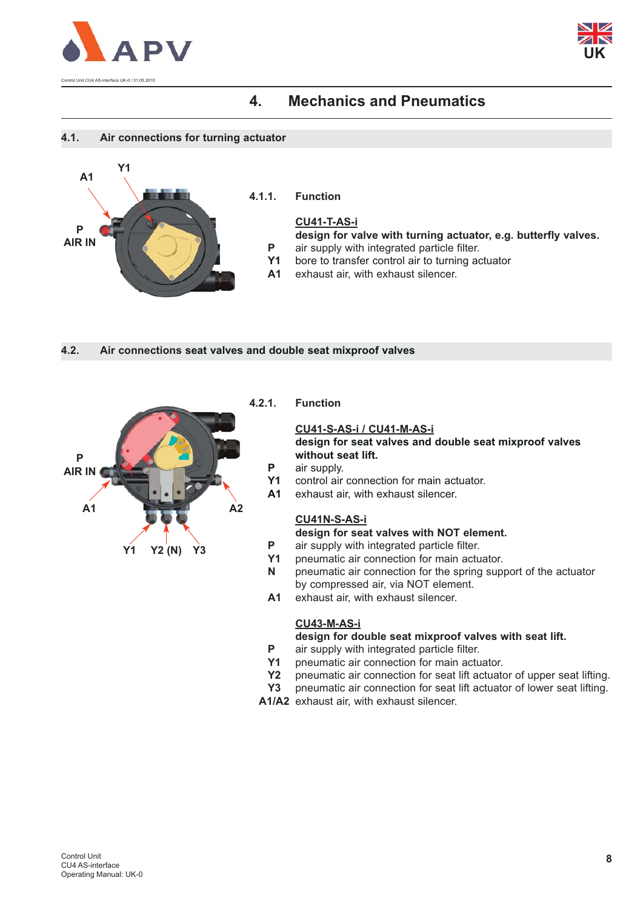# 4. Mechanics and Pneumatics

## 4.1. Air connections for turning actuator

A1

Y1

P
AIR IN

### 4.1.1. Function

**CU41-T-AS-i**

**design for valve with turning actuator, e.g. butterfly valves.**

| | |
|---|---|
| **P** | air supply with integrated particle filter. |
| **Y1** | bore to transfer control air to turning actuator |
| **A1** | exhaust air, with exhaust silencer. |

## 4.2. Air connections seat valves and double seat mixproof valves

P
AIR IN

A1

A2

Y1 Y2 (N) Y3

### 4.2.1. Function

**CU41-S-AS-i / CU41-M-AS-i**

**design for seat valves and double seat mixproof valves without seat lift.**

| | |
|---|---|
| **P** | air supply. |
| **Y1** | control air connection for main actuator. |
| **A1** | exhaust air, with exhaust silencer. |

**CU41N-S-AS-i**

**design for seat valves with NOT element.**

| | |
|---|---|
| **P** | air supply with integrated particle filter. |
| **Y1** | pneumatic air connection for main actuator. |
| **N** | pneumatic air connection for the spring support of the actuator by compressed air, via NOT element. |
| **A1** | exhaust air, with exhaust silencer. |

**CU43-M-AS-i**

**design for double seat mixproof valves with seat lift.**

| | |
|---|---|
| **P** | air supply with integrated particle filter. |
| **Y1** | pneumatic air connection for main actuator. |
| **Y2** | pneumatic air connection for seat lift actuator of upper seat lifting. |
| **Y3** | pneumatic air connection for seat lift actuator of lower seat lifting. |
| **A1/A2** | exhaust air, with exhaust silencer. |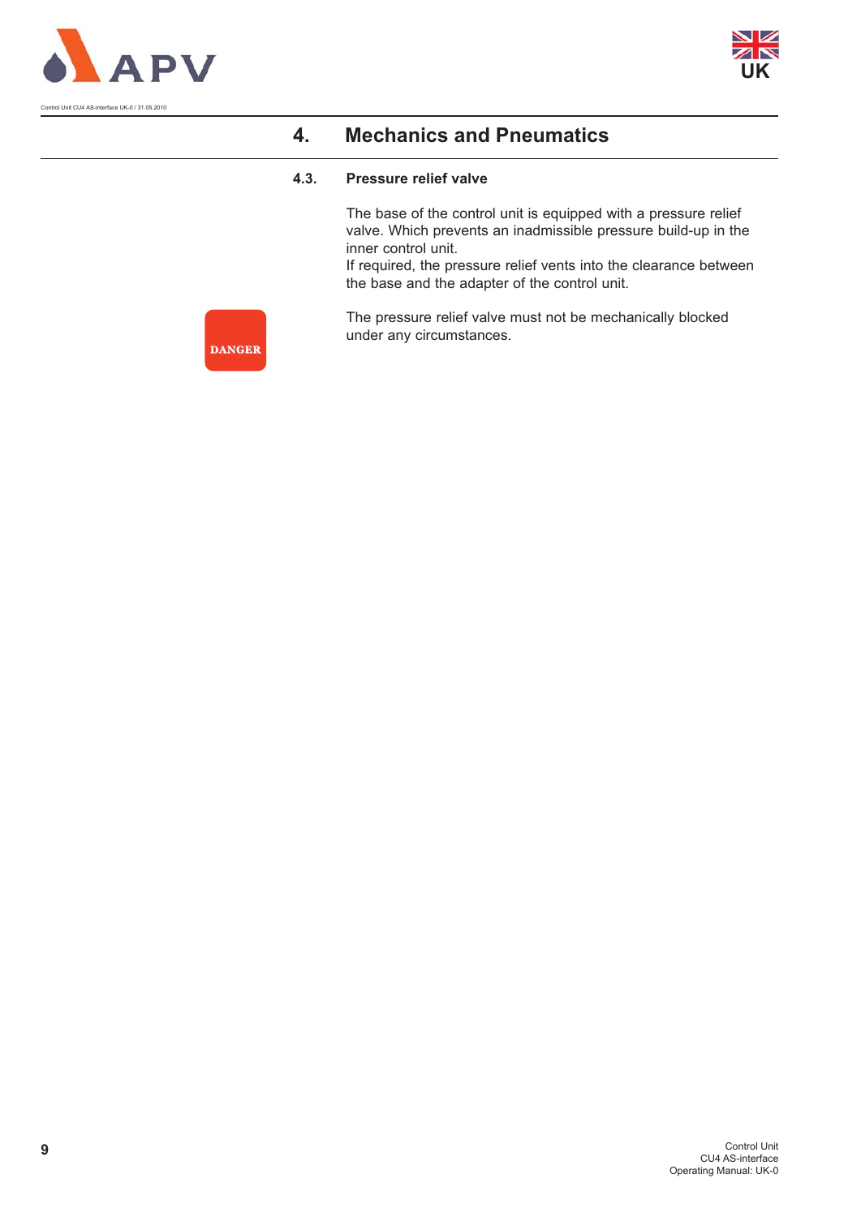# 4. Mechanics and Pneumatics

## 4.3. Pressure relief valve

The base of the control unit is equipped with a pressure relief valve. Which prevents an inadmissible pressure build-up in the inner control unit.
If required, the pressure relief vents into the clearance between the base and the adapter of the control unit.

**DANGER**

The pressure relief valve must not be mechanically blocked under any circumstances.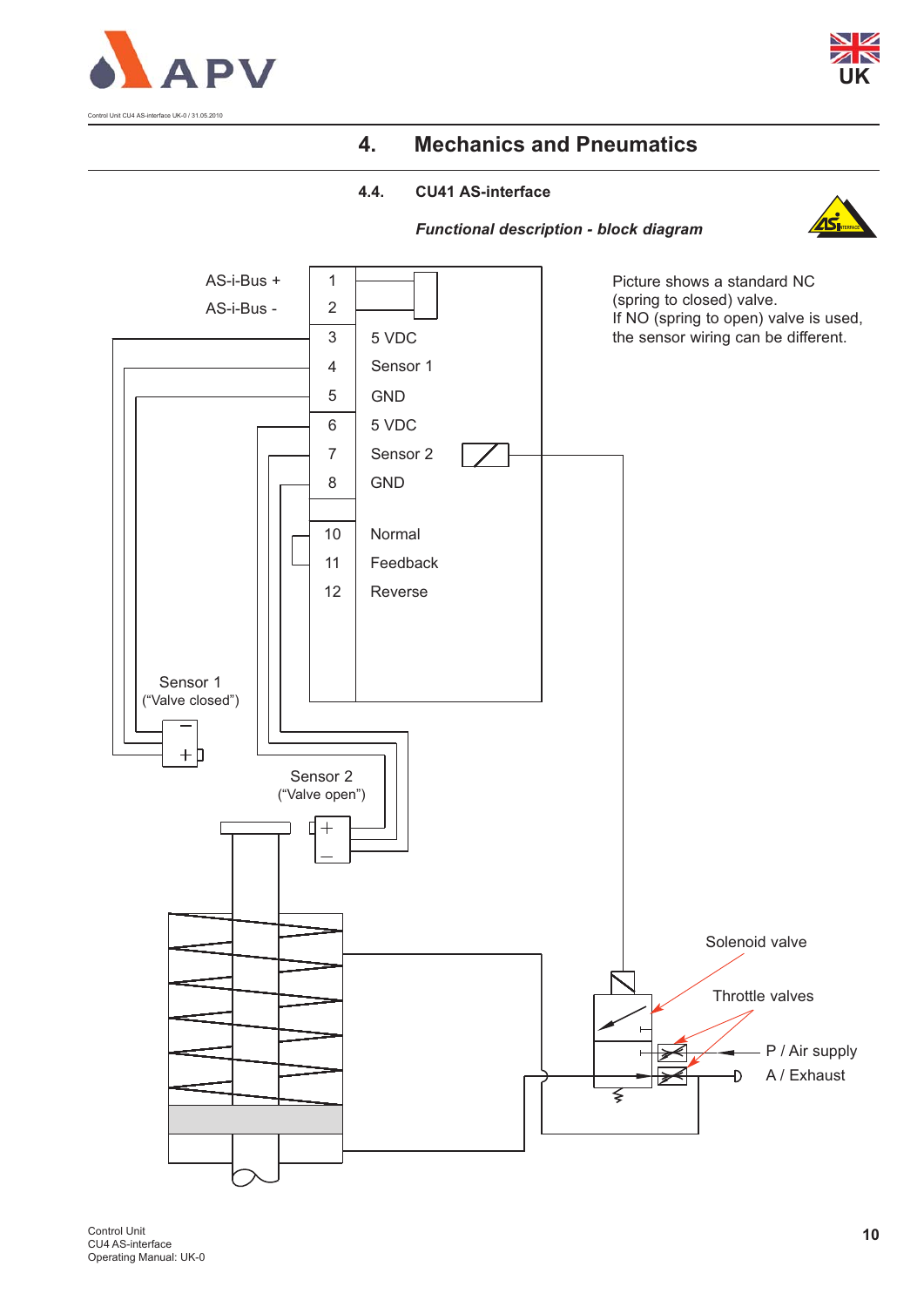# 4. Mechanics and Pneumatics

## 4.4. CU41 AS-interface

***Functional description - block diagram***

| | | |
|---|---|---|
| AS-i-Bus + | 1 | |
| AS-i-Bus - | 2 | |
| | 3 | 5 VDC |
| | 4 | Sensor 1 |
| | 5 | GND |
| | 6 | 5 VDC |
| | 7 | Sensor 2 |
| | 8 | GND |
| | 10 | Normal |
| | 11 | Feedback |
| | 12 | Reverse |

Picture shows a standard NC (spring to closed) valve.
If NO (spring to open) valve is used, the sensor wiring can be different.

Sensor 1 (“Valve closed”)

Sensor 2 (“Valve open”)

Solenoid valve

Throttle valves

P / Air supply

A / Exhaust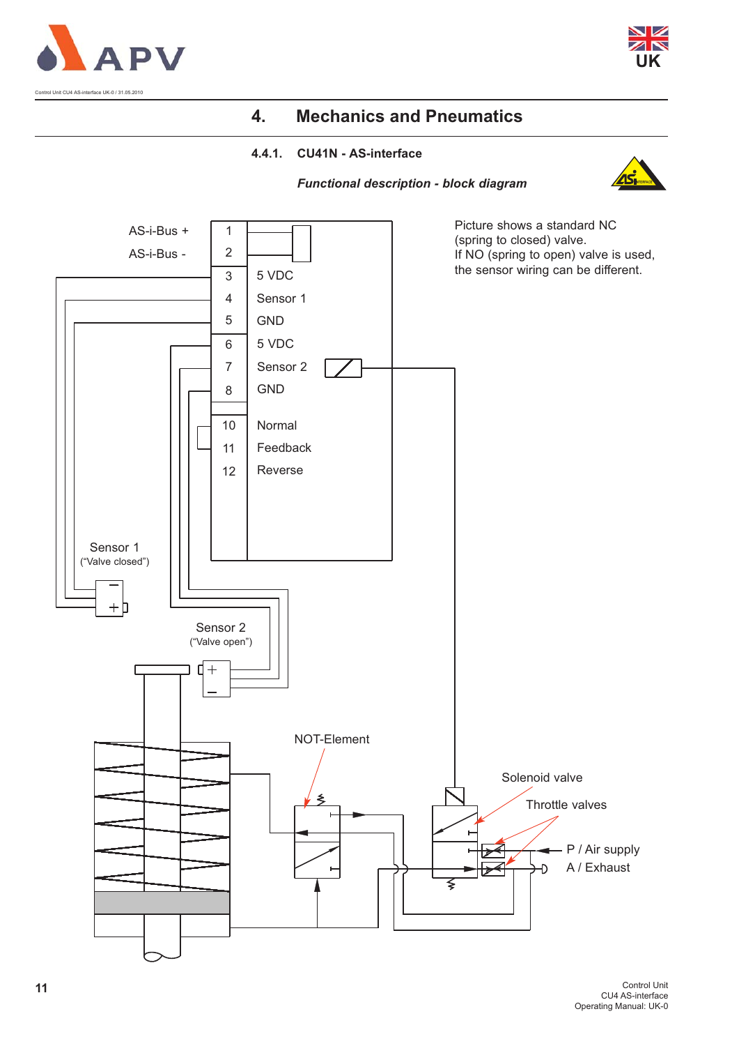# 4. Mechanics and Pneumatics

### 4.4.1. CU41N - AS-interface

***Functional description - block diagram***

Picture shows a standard NC (spring to closed) valve.
If NO (spring to open) valve is used, the sensor wiring can be different.

| Terminal | Function |
|---|---|
| AS-i-Bus + | 1 |
| AS-i-Bus - | 2 |
| 3 | 5 VDC |
| 4 | Sensor 1 |
| 5 | GND |
| 6 | 5 VDC |
| 7 | Sensor 2 |
| 8 | GND |
| 10 | Normal |
| 11 | Feedback |
| 12 | Reverse |

Sensor 1 (“Valve closed”)

Sensor 2 (“Valve open”)

NOT-Element

Solenoid valve

Throttle valves

P / Air supply

A / Exhaust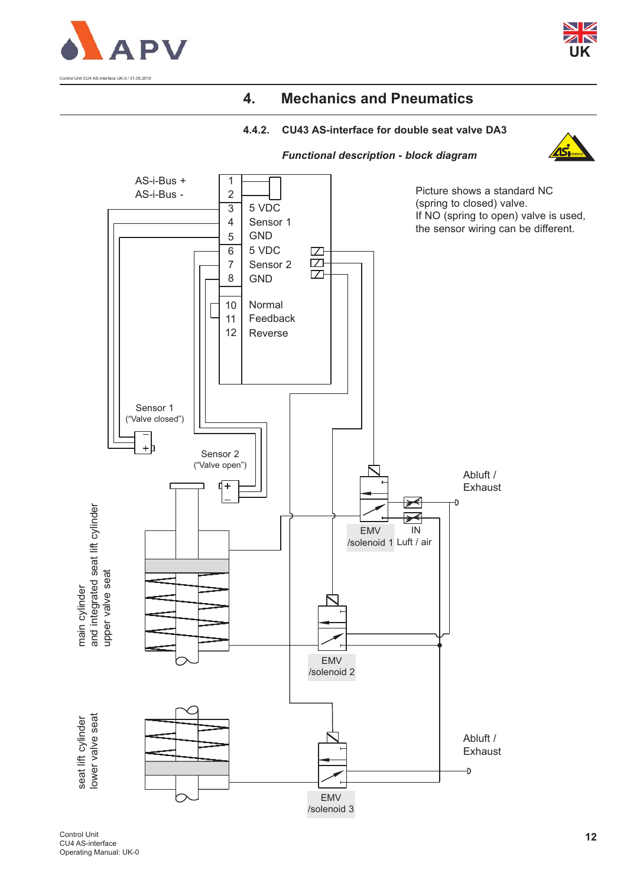# 4. Mechanics and Pneumatics

## 4.4.2. CU43 AS-interface for double seat valve DA3

***Functional description - block diagram***

AS-i-Bus +
AS-i-Bus -

| | |
|---|---|
| 1 | |
| 2 | |
| 3 | 5 VDC |
| 4 | Sensor 1 |
| 5 | GND |
| 6 | 5 VDC |
| 7 | Sensor 2 |
| 8 | GND |
| 10 | Normal |
| 11 | Feedback |
| 12 | Reverse |

Picture shows a standard NC (spring to closed) valve.
If NO (spring to open) valve is used, the sensor wiring can be different.

Sensor 1 ("Valve closed")

Sensor 2 ("Valve open")

Abluft / Exhaust

EMV /solenoid 1

IN Luft / air

main cylinder and integrated seat lift cylinder upper valve seat

EMV /solenoid 2

seat lift cylinder lower valve seat

Abluft / Exhaust

EMV /solenoid 3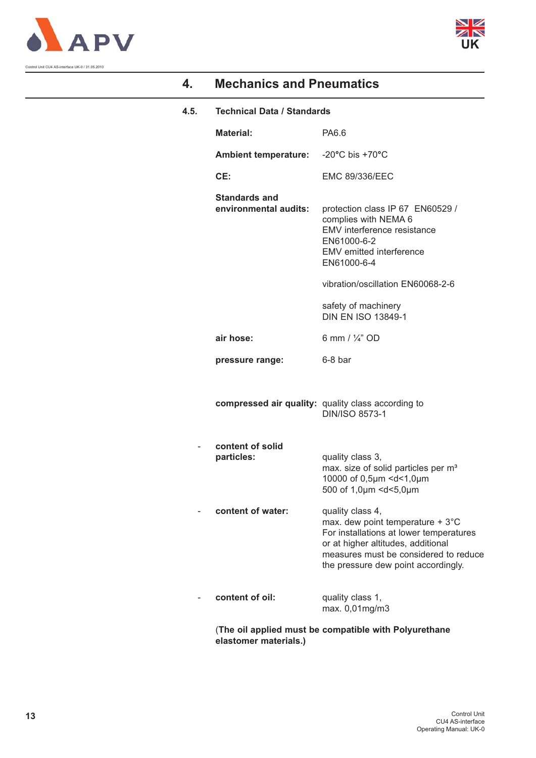# 4. Mechanics and Pneumatics

## 4.5. Technical Data / Standards

| | |
|---|---|
| **Material:** | PA6.6 |
| **Ambient temperature:** | -20°C bis +70°C |
| **CE:** | EMC 89/336/EEC |
| **Standards and environmental audits:** | protection class IP 67 EN60529 / complies with NEMA 6<br>EMV interference resistance EN61000-6-2<br>EMV emitted interference EN61000-6-4<br><br>vibration/oscillation EN60068-2-6<br><br>safety of machinery DIN EN ISO 13849-1 |
| **air hose:** | 6 mm / ¼" OD |
| **pressure range:** | 6-8 bar |
| **compressed air quality:** | quality class according to DIN/ISO 8573-1 |
| - **content of solid particles:** | quality class 3,<br>max. size of solid particles per m³<br>10000 of 0,5µm <d<1,0µm<br>500 of 1,0µm <d<5,0µm |
| - **content of water:** | quality class 4,<br>max. dew point temperature + 3°C<br>For installations at lower temperatures or at higher altitudes, additional measures must be considered to reduce the pressure dew point accordingly. |
| - **content of oil:** | quality class 1,<br>max. 0,01mg/m3 |

(**The oil applied must be compatible with Polyurethane elastomer materials.)**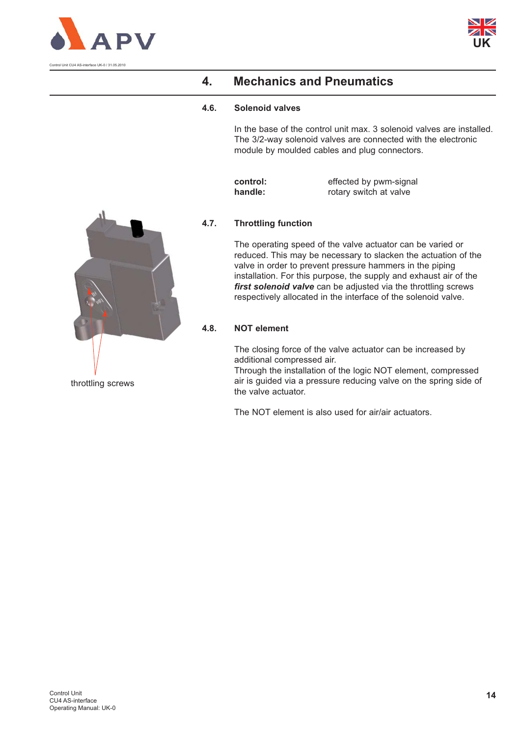# 4. Mechanics and Pneumatics

## 4.6. Solenoid valves

In the base of the control unit max. 3 solenoid valves are installed. The 3/2-way solenoid valves are connected with the electronic module by moulded cables and plug connectors.

| | |
|---|---|
| **control:** | effected by pwm-signal |
| **handle:** | rotary switch at valve |

## 4.7. Throttling function

The operating speed of the valve actuator can be varied or reduced. This may be necessary to slacken the actuation of the valve in order to prevent pressure hammers in the piping installation. For this purpose, the supply and exhaust air of the ***first solenoid valve*** can be adjusted via the throttling screws respectively allocated in the interface of the solenoid valve.

throttling screws

## 4.8. NOT element

The closing force of the valve actuator can be increased by additional compressed air.
Through the installation of the logic NOT element, compressed air is guided via a pressure reducing valve on the spring side of the valve actuator.

The NOT element is also used for air/air actuators.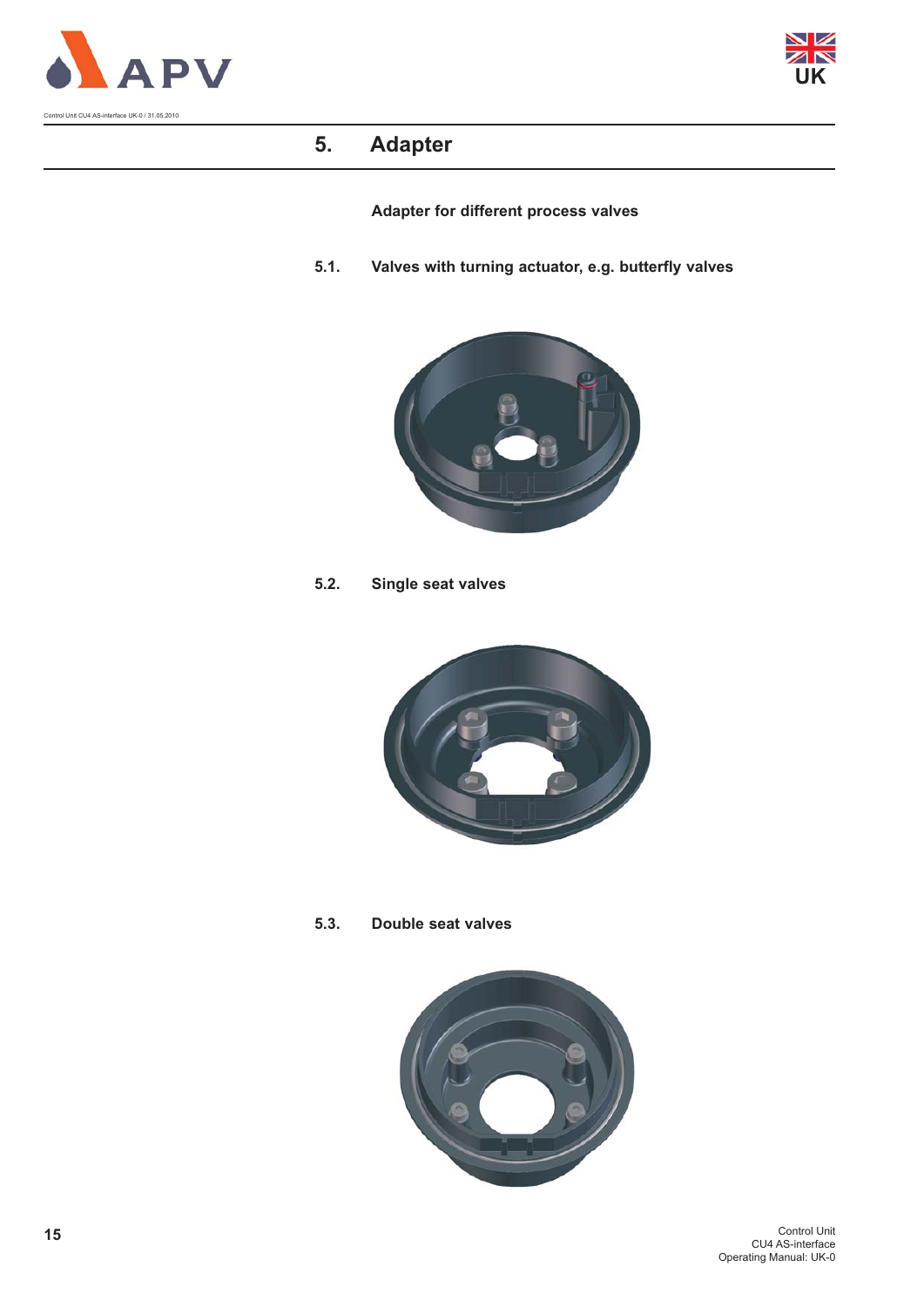# 5. Adapter

**Adapter for different process valves**

## 5.1. Valves with turning actuator, e.g. butterfly valves

## 5.2. Single seat valves

## 5.3. Double seat valves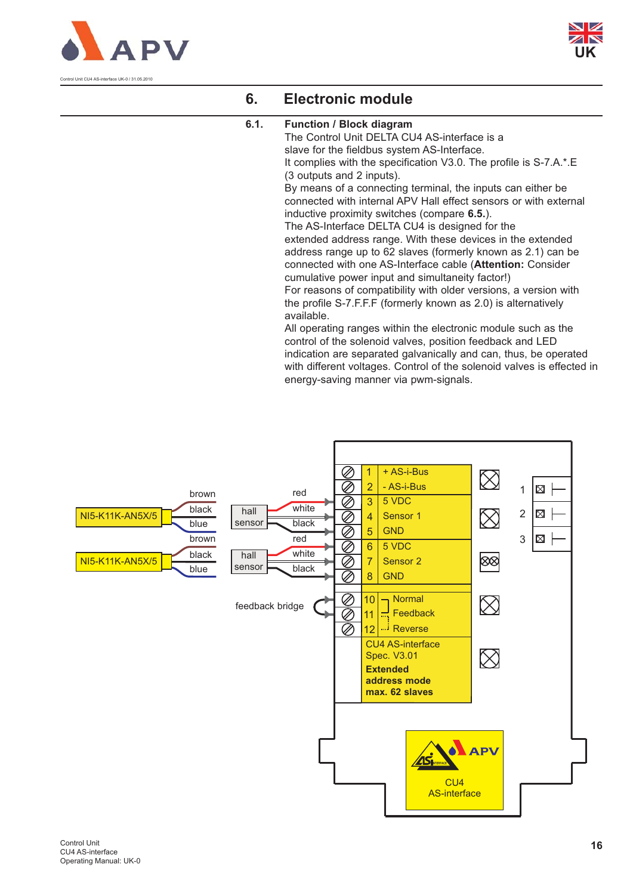## 6. Electronic module

### 6.1. Function / Block diagram

The Control Unit DELTA CU4 AS-interface is a slave for the fieldbus system AS-Interface.
It complies with the specification V3.0. The profile is S-7.A.*.E (3 outputs and 2 inputs).
By means of a connecting terminal, the inputs can either be connected with internal APV Hall effect sensors or with external inductive proximity switches (compare **6.5.**).
The AS-Interface DELTA CU4 is designed for the extended address range. With these devices in the extended address range up to 62 slaves (formerly known as 2.1) can be connected with one AS-Interface cable (**Attention:** Consider cumulative power input and simultaneity factor!)
For reasons of compatibility with older versions, a version with the profile S-7.F.F.F (formerly known as 2.0) is alternatively available.
All operating ranges within the electronic module such as the control of the solenoid valves, position feedback and LED indication are separated galvanically and can, thus, be operated with different voltages. Control of the solenoid valves is effected in energy-saving manner via pwm-signals.

| Terminal | Function |
|---|---|
| 1 | + AS-i-Bus |
| 2 | - AS-i-Bus |
| 3 | 5 VDC |
| 4 | Sensor 1 |
| 5 | GND |
| 6 | 5 VDC |
| 7 | Sensor 2 |
| 8 | GND |
| 10 | Normal |
| 11 | Feedback |
| 12 | Reverse |

NI5-K11K-AN5X/5 (brown, black, blue) — hall sensor (red, white, black)

NI5-K11K-AN5X/5 (brown, black, blue) — hall sensor (red, white, black)

feedback bridge

CU4 AS-interface
Spec. V3.01
**Extended address mode max. 62 slaves**

1, 2, 3

APV CU4 AS-interface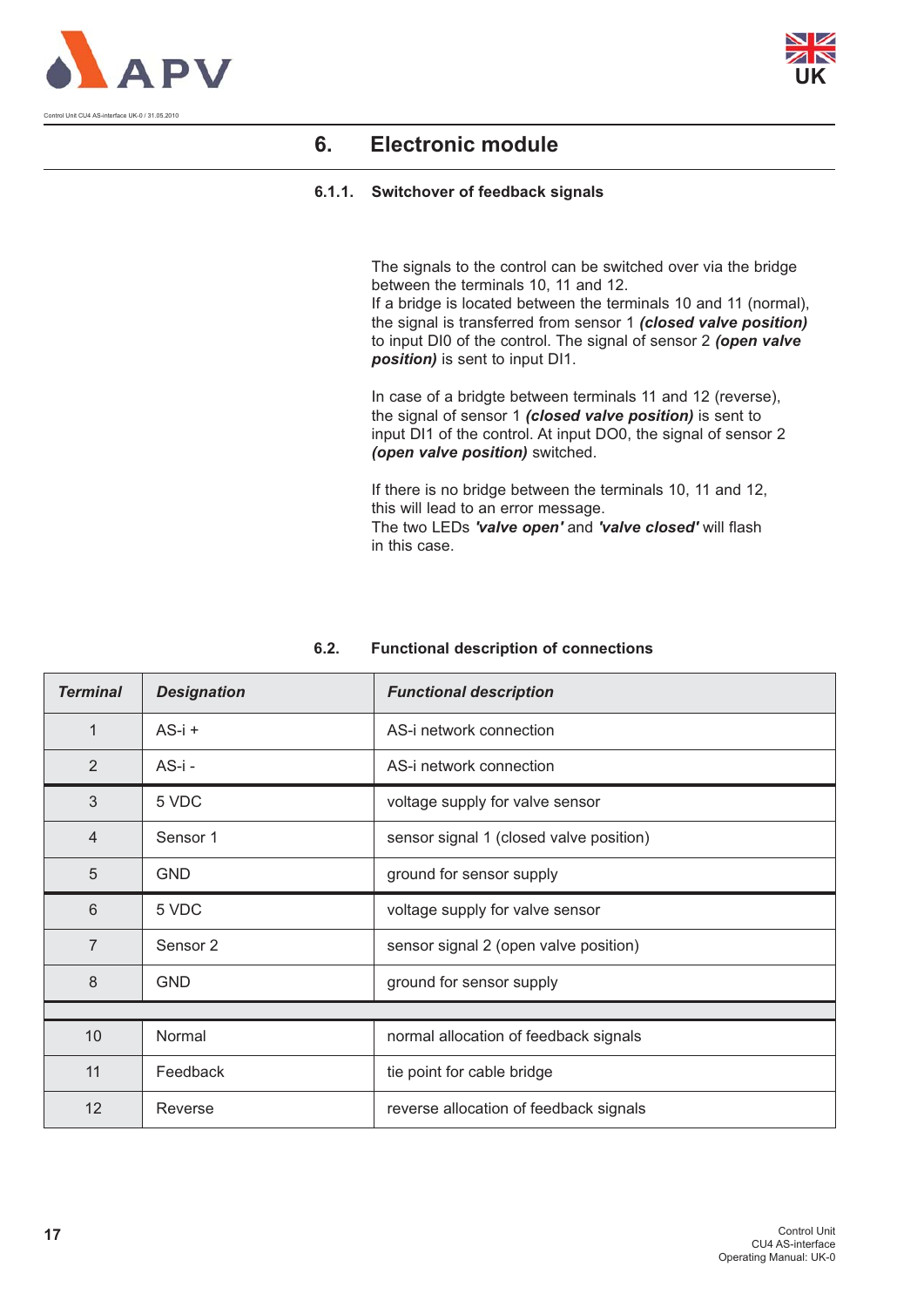# 6. Electronic module

### 6.1.1. Switchover of feedback signals

The signals to the control can be switched over via the bridge between the terminals 10, 11 and 12.
If a bridge is located between the terminals 10 and 11 (normal), the signal is transferred from sensor 1 ***(closed valve position)*** to input DI0 of the control. The signal of sensor 2 ***(open valve position)*** is sent to input DI1.

In case of a bridgte between terminals 11 and 12 (reverse), the signal of sensor 1 ***(closed valve position)*** is sent to input DI1 of the control. At input DO0, the signal of sensor 2 ***(open valve position)*** switched.

If there is no bridge between the terminals 10, 11 and 12, this will lead to an error message.
The two LEDs ***'valve open'*** and ***'valve closed'*** will flash in this case.

## 6.2. Functional description of connections

| *Terminal* | *Designation* | *Functional description* |
|---|---|---|
| 1 | AS-i + | AS-i network connection |
| 2 | AS-i - | AS-i network connection |
| 3 | 5 VDC | voltage supply for valve sensor |
| 4 | Sensor 1 | sensor signal 1 (closed valve position) |
| 5 | GND | ground for sensor supply |
| 6 | 5 VDC | voltage supply for valve sensor |
| 7 | Sensor 2 | sensor signal 2 (open valve position) |
| 8 | GND | ground for sensor supply |
| | | |
| 10 | Normal | normal allocation of feedback signals |
| 11 | Feedback | tie point for cable bridge |
| 12 | Reverse | reverse allocation of feedback signals |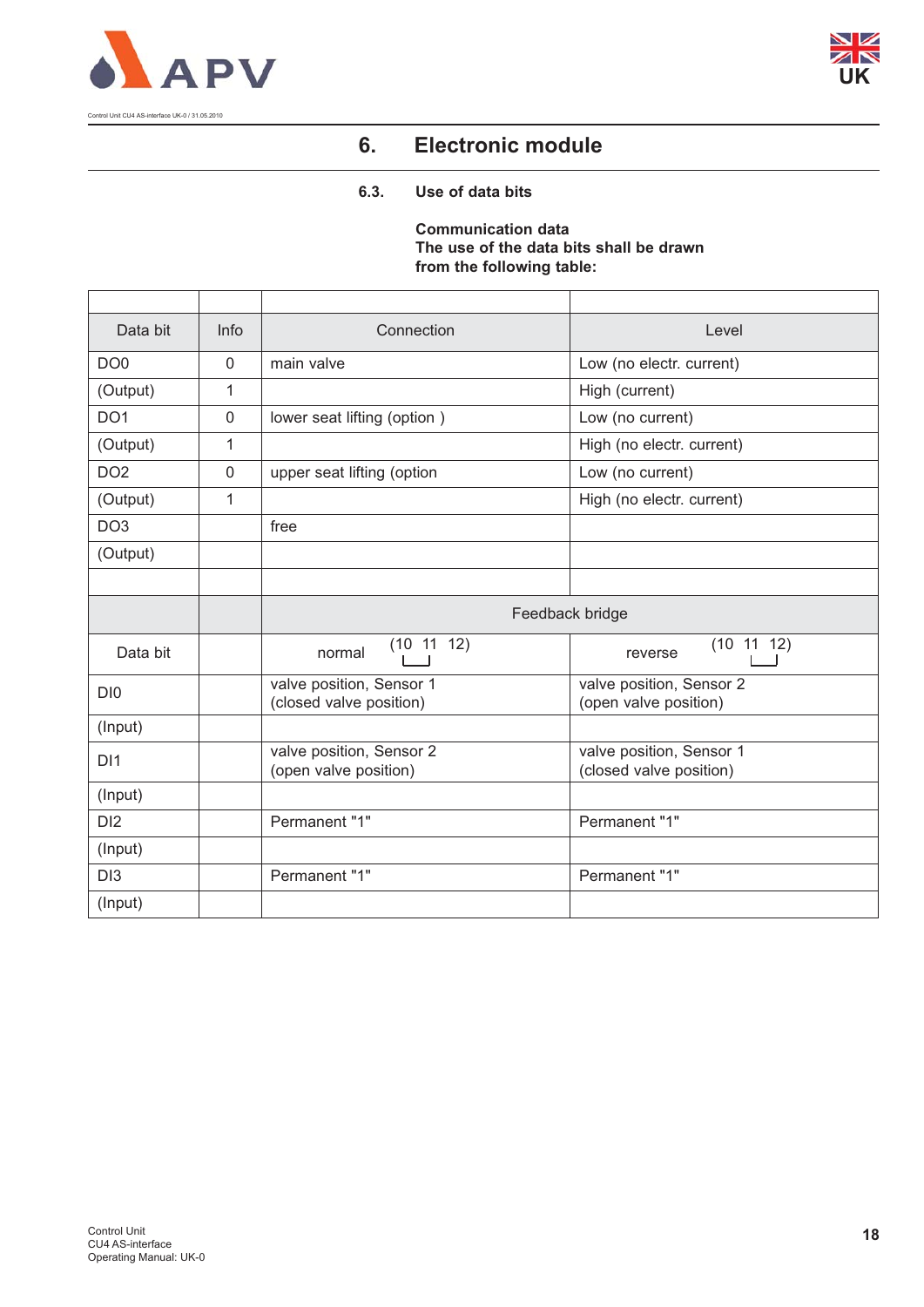## 6. Electronic module

### 6.3. Use of data bits

**Communication data**
**The use of the data bits shall be drawn from the following table:**

| | | | |
|---|---|---|---|
| Data bit | Info | Connection | Level |
| DO0 | 0 | main valve | Low (no electr. current) |
| (Output) | 1 | | High (current) |
| DO1 | 0 | lower seat lifting (option ) | Low (no current) |
| (Output) | 1 | | High (no electr. current) |
| DO2 | 0 | upper seat lifting (option | Low (no current) |
| (Output) | 1 | | High (no electr. current) |
| DO3 | | free | |
| (Output) | | | |
| | | | |
| | | Feedback bridge | |
| Data bit | | normal (10 11 12) | reverse (10 11 12) |
| DI0 | | valve position, Sensor 1 (closed valve position) | valve position, Sensor 2 (open valve position) |
| (Input) | | | |
| DI1 | | valve position, Sensor 2 (open valve position) | valve position, Sensor 1 (closed valve position) |
| (Input) | | | |
| DI2 | | Permanent "1" | Permanent "1" |
| (Input) | | | |
| DI3 | | Permanent "1" | Permanent "1" |
| (Input) | | | |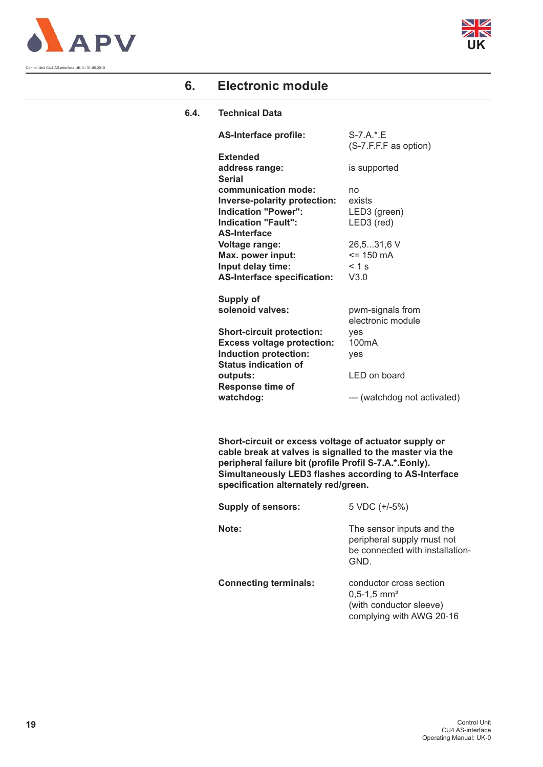## 6. Electronic module

### 6.4. Technical Data

| | |
|---|---|
| **AS-Interface profile:** | S-7.A.*.E (S-7.F.F.F as option) |
| **Extended address range:** | is supported |
| **Serial communication mode:** | no |
| **Inverse-polarity protection:** | exists |
| **Indication "Power":** | LED3 (green) |
| **Indication "Fault":** | LED3 (red) |
| **AS-Interface Voltage range:** | 26,5...31,6 V |
| **Max. power input:** | <= 150 mA |
| **Input delay time:** | < 1 s |
| **AS-Interface specification:** | V3.0 |
| **Supply of solenoid valves:** | pwm-signals from electronic module |
| **Short-circuit protection:** | yes |
| **Excess voltage protection:** | 100mA |
| **Induction protection:** | yes |
| **Status indication of outputs:** | LED on board |
| **Response time of watchdog:** | --- (watchdog not activated) |

**Short-circuit or excess voltage of actuator supply or cable break at valves is signalled to the master via the peripheral failure bit (profile Profil S-7.A.*.Eonly). Simultaneously LED3 flashes according to AS-Interface specification alternately red/green.**

| | |
|---|---|
| **Supply of sensors:** | 5 VDC (+/-5%) |
| **Note:** | The sensor inputs and the peripheral supply must not be connected with installation-GND. |
| **Connecting terminals:** | conductor cross section 0,5-1,5 mm² (with conductor sleeve) complying with AWG 20-16 |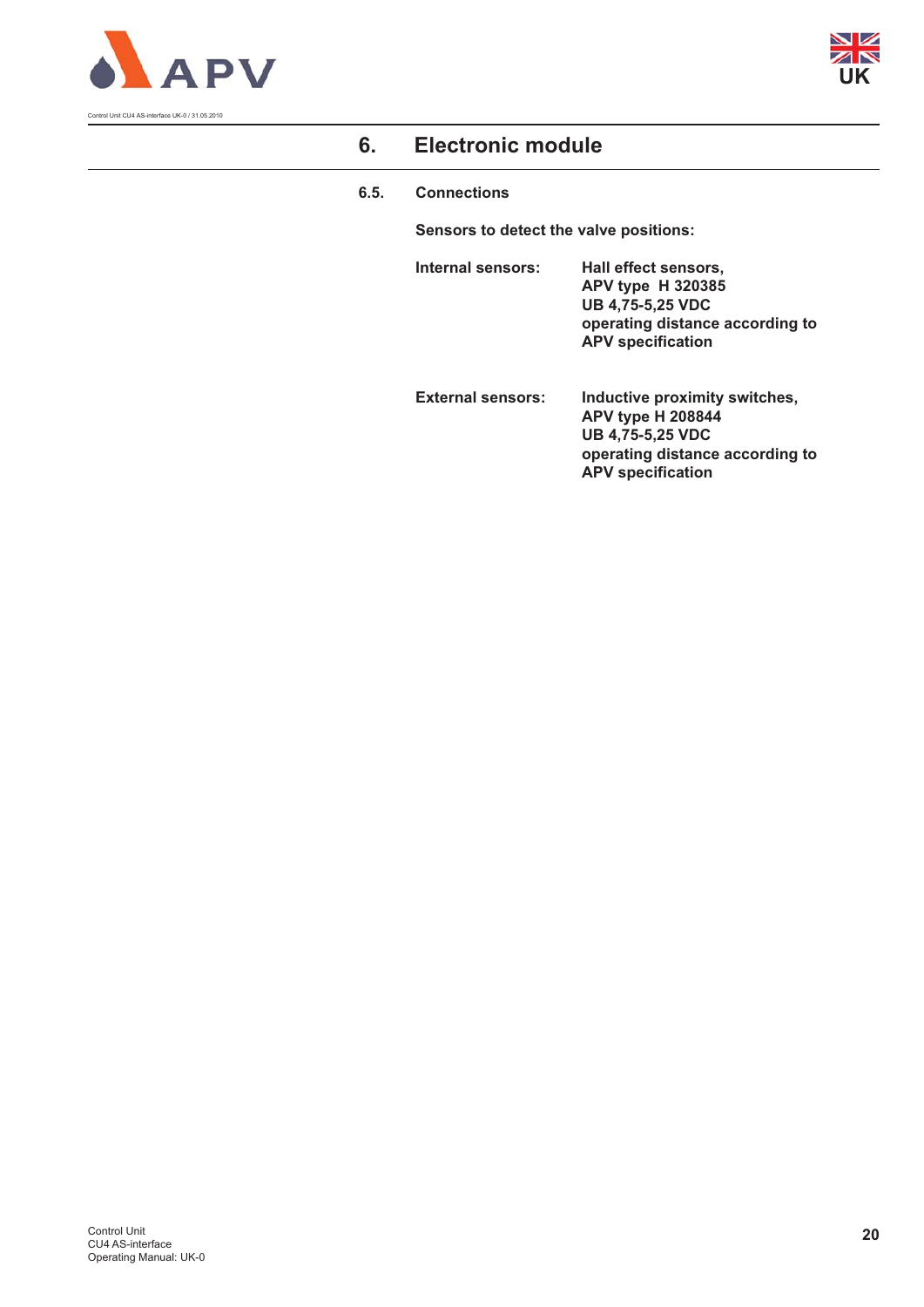# 6. Electronic module

## 6.5. Connections

**Sensors to detect the valve positions:**

| | |
|---|---|
| **Internal sensors:** | **Hall effect sensors,**<br>**APV type H 320385**<br>**UB 4,75-5,25 VDC**<br>**operating distance according to APV specification** |
| **External sensors:** | **Inductive proximity switches,**<br>**APV type H 208844**<br>**UB 4,75-5,25 VDC**<br>**operating distance according to APV specification** |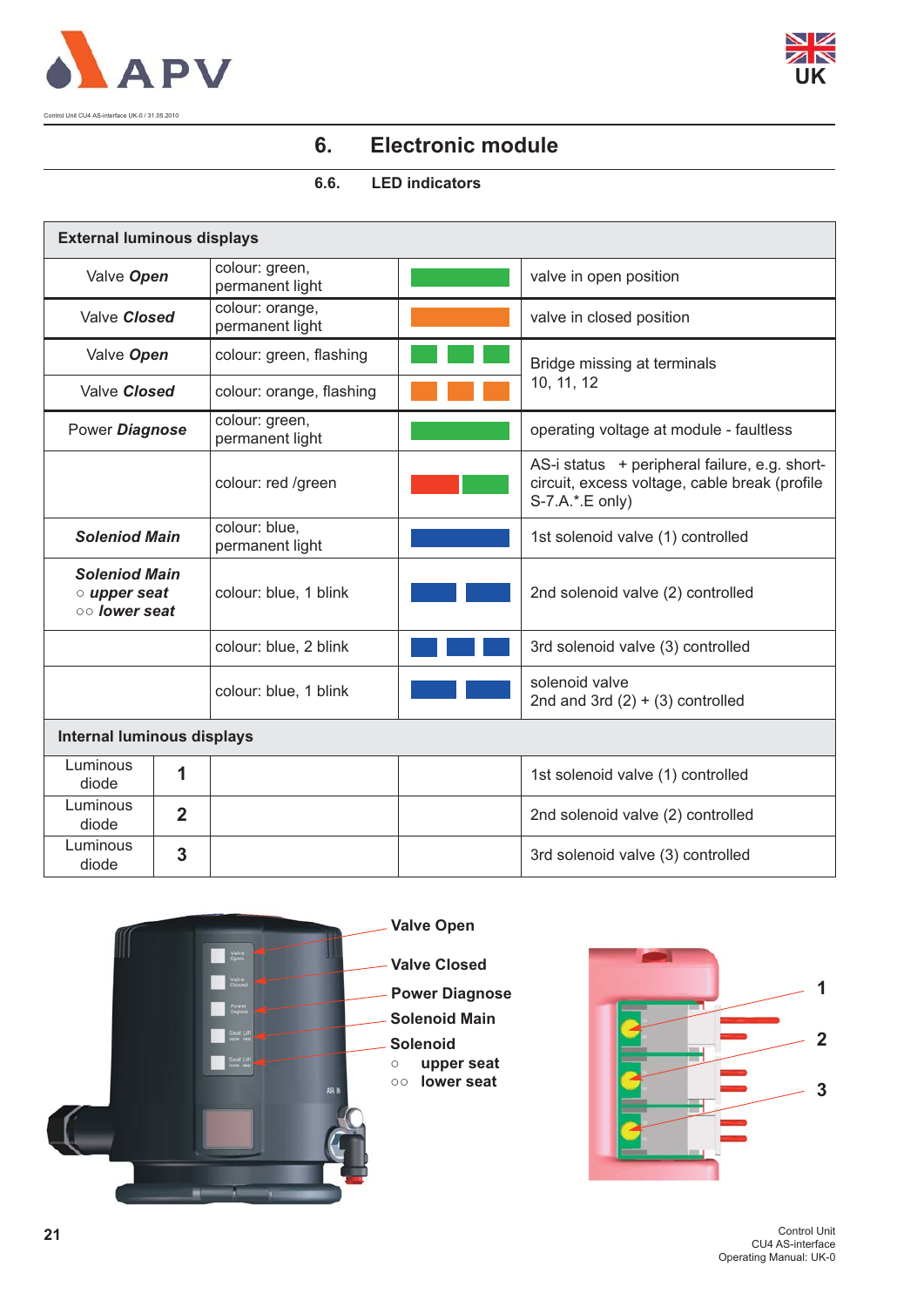## 6. Electronic module

### 6.6. LED indicators

| External luminous displays | | | |
|---|---|---|---|
| Valve ***Open*** | colour: green, permanent light | | valve in open position |
| Valve ***Closed*** | colour: orange, permanent light | | valve in closed position |
| Valve ***Open*** | colour: green, flashing | | Bridge missing at terminals 10, 11, 12 |
| Valve ***Closed*** | colour: orange, flashing | | |
| Power ***Diagnose*** | colour: green, permanent light | | operating voltage at module - faultless |
| | colour: red /green | | AS-i status + peripheral failure, e.g. short-circuit, excess voltage, cable break (profile S-7.A.*.E only) |
| ***Soleniod Main*** | colour: blue, permanent light | | 1st solenoid valve (1) controlled |
| ***Soleniod Main*** ○ ***upper seat*** ○○ ***lower seat*** | colour: blue, 1 blink | | 2nd solenoid valve (2) controlled |
| | colour: blue, 2 blink | | 3rd solenoid valve (3) controlled |
| | colour: blue, 1 blink | | solenoid valve 2nd and 3rd (2) + (3) controlled |
| **Internal luminous displays** | | | |
| Luminous diode **1** | | | 1st solenoid valve (1) controlled |
| Luminous diode **2** | | | 2nd solenoid valve (2) controlled |
| Luminous diode **3** | | | 3rd solenoid valve (3) controlled |

**Valve Open**

**Valve Closed**

**Power Diagnose**

**Solenoid Main**

**Solenoid**
○ **upper seat**
○○ **lower seat**

**1**
**2**
**3**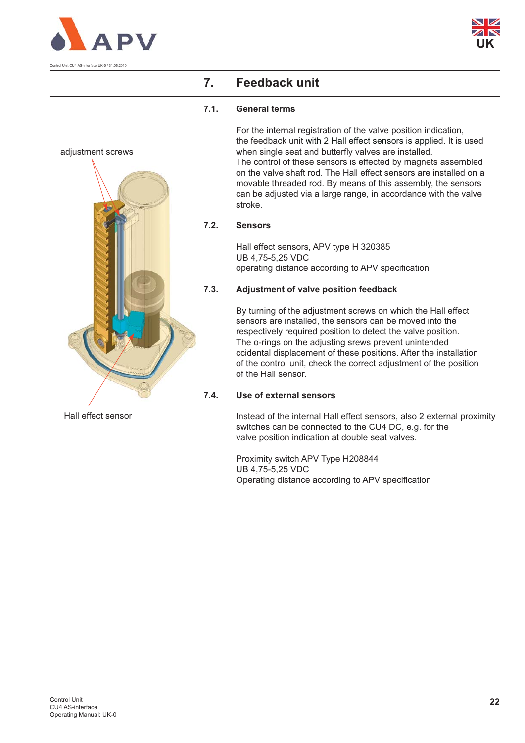# 7. Feedback unit

## 7.1. General terms

adjustment screws

Hall effect sensor

For the internal registration of the valve position indication, the feedback unit with 2 Hall effect sensors is applied. It is used when single seat and butterfly valves are installed.
The control of these sensors is effected by magnets assembled on the valve shaft rod. The Hall effect sensors are installed on a movable threaded rod. By means of this assembly, the sensors can be adjusted via a large range, in accordance with the valve stroke.

## 7.2. Sensors

Hall effect sensors, APV type H 320385
UB 4,75-5,25 VDC
operating distance according to APV specification

## 7.3. Adjustment of valve position feedback

By turning of the adjustment screws on which the Hall effect sensors are installed, the sensors can be moved into the respectively required position to detect the valve position.
The o-rings on the adjusting srews prevent unintended ccidental displacement of these positions. After the installation of the control unit, check the correct adjustment of the position of the Hall sensor.

## 7.4. Use of external sensors

Instead of the internal Hall effect sensors, also 2 external proximity switches can be connected to the CU4 DC, e.g. for the valve position indication at double seat valves.

Proximity switch APV Type H208844
UB 4,75-5,25 VDC
Operating distance according to APV specification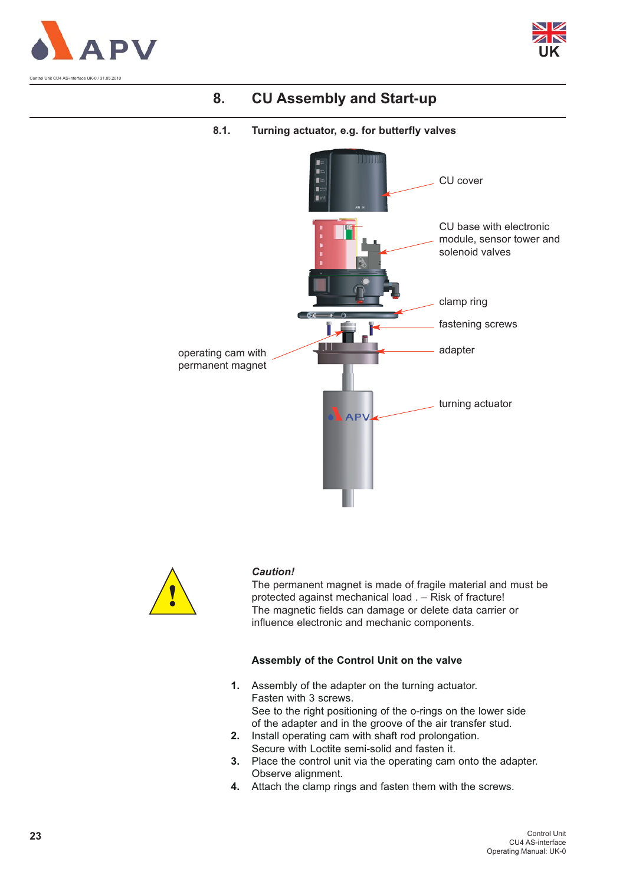# 8. CU Assembly and Start-up

## 8.1. Turning actuator, e.g. for butterfly valves

CU cover

CU base with electronic module, sensor tower and solenoid valves

clamp ring

fastening screws

adapter

operating cam with permanent magnet

turning actuator

***Caution!***
The permanent magnet is made of fragile material and must be protected against mechanical load . – Risk of fracture!
The magnetic fields can damage or delete data carrier or influence electronic and mechanic components.

**Assembly of the Control Unit on the valve**

1. Assembly of the adapter on the turning actuator.
   Fasten with 3 screws.
   See to the right positioning of the o-rings on the lower side of the adapter and in the groove of the air transfer stud.
2. Install operating cam with shaft rod prolongation.
   Secure with Loctite semi-solid and fasten it.
3. Place the control unit via the operating cam onto the adapter.
   Observe alignment.
4. Attach the clamp rings and fasten them with the screws.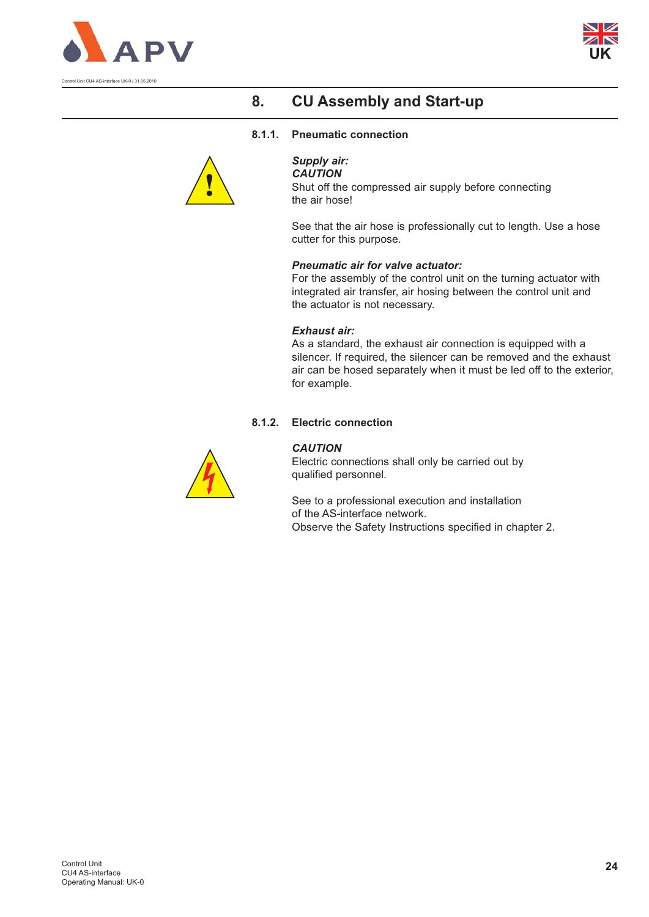# 8. CU Assembly and Start-up

### 8.1.1. Pneumatic connection

***Supply air:***
***CAUTION***
Shut off the compressed air supply before connecting the air hose!

See that the air hose is professionally cut to length. Use a hose cutter for this purpose.

***Pneumatic air for valve actuator:***
For the assembly of the control unit on the turning actuator with integrated air transfer, air hosing between the control unit and the actuator is not necessary.

***Exhaust air:***
As a standard, the exhaust air connection is equipped with a silencer. If required, the silencer can be removed and the exhaust air can be hosed separately when it must be led off to the exterior, for example.

### 8.1.2. Electric connection

***CAUTION***
Electric connections shall only be carried out by qualified personnel.

See to a professional execution and installation of the AS-interface network.
Observe the Safety Instructions specified in chapter 2.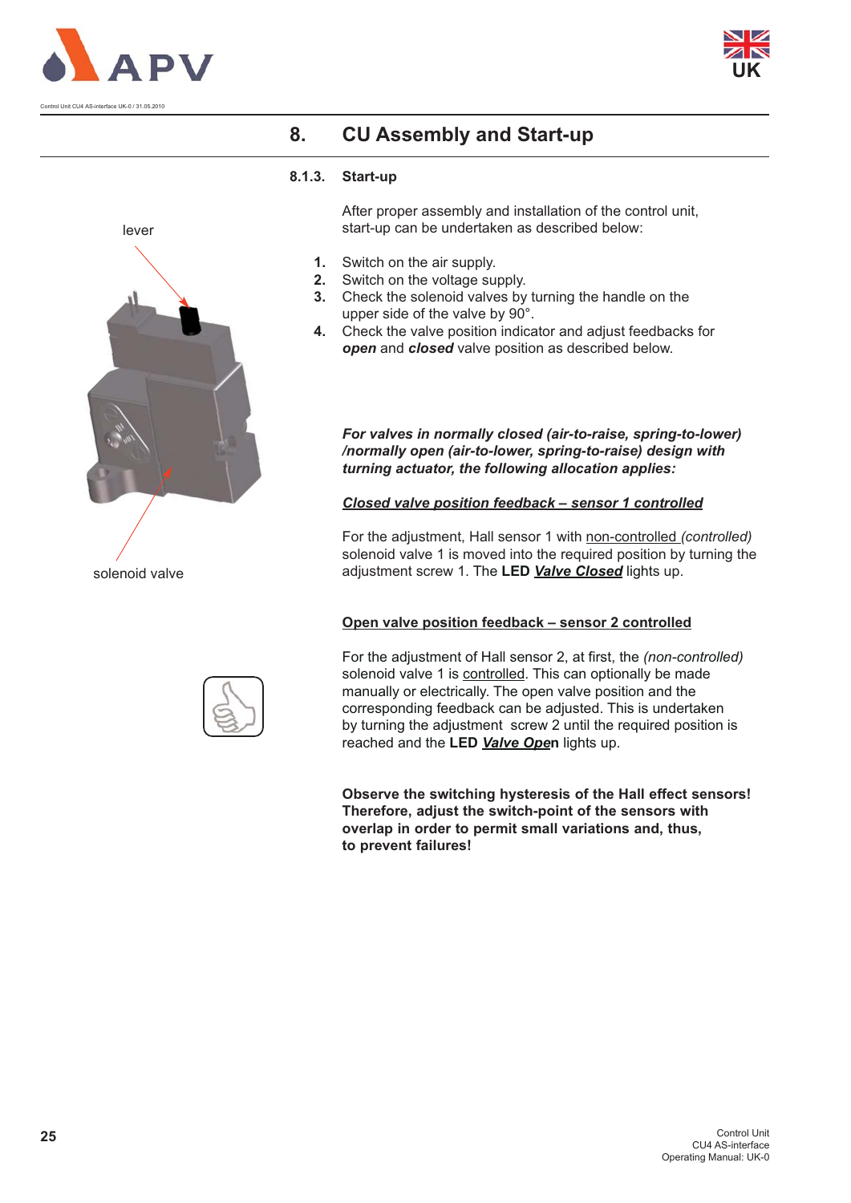## 8. CU Assembly and Start-up

### 8.1.3. Start-up

lever

solenoid valve

After proper assembly and installation of the control unit, start-up can be undertaken as described below:

1. Switch on the air supply.
2. Switch on the voltage supply.
3. Check the solenoid valves by turning the handle on the upper side of the valve by 90°.
4. Check the valve position indicator and adjust feedbacks for ***open*** and ***closed*** valve position as described below.

***For valves in normally closed (air-to-raise, spring-to-lower) /normally open (air-to-lower, spring-to-raise) design with turning actuator, the following allocation applies:***

***Closed valve position feedback – sensor 1 controlled***

For the adjustment, Hall sensor 1 with non-controlled *(controlled)* solenoid valve 1 is moved into the required position by turning the adjustment screw 1. The **LED *Valve Closed*** lights up.

**Open valve position feedback – sensor 2 controlled**

For the adjustment of Hall sensor 2, at first, the *(non-controlled)* solenoid valve 1 is controlled. This can optionally be made manually or electrically. The open valve position and the corresponding feedback can be adjusted. This is undertaken by turning the adjustment screw 2 until the required position is reached and the **LED *Valve Open*** lights up.

**Observe the switching hysteresis of the Hall effect sensors! Therefore, adjust the switch-point of the sensors with overlap in order to permit small variations and, thus, to prevent failures!**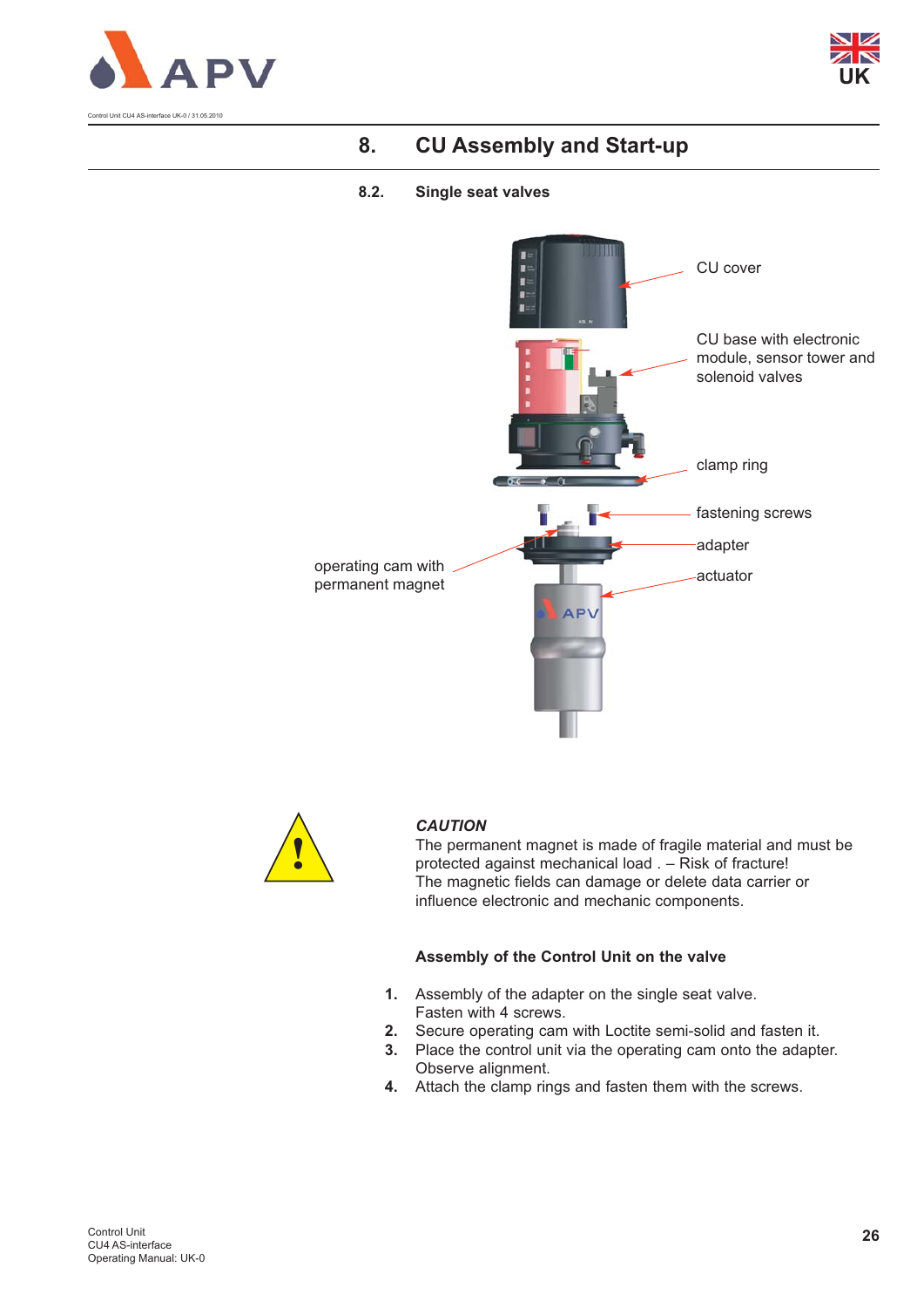# 8. CU Assembly and Start-up

## 8.2. Single seat valves

CU cover

CU base with electronic module, sensor tower and solenoid valves

clamp ring

fastening screws

adapter

actuator

operating cam with permanent magnet

***CAUTION***

The permanent magnet is made of fragile material and must be protected against mechanical load . – Risk of fracture!
The magnetic fields can damage or delete data carrier or influence electronic and mechanic components.

**Assembly of the Control Unit on the valve**

1. Assembly of the adapter on the single seat valve.
   Fasten with 4 screws.
2. Secure operating cam with Loctite semi-solid and fasten it.
3. Place the control unit via the operating cam onto the adapter.
   Observe alignment.
4. Attach the clamp rings and fasten them with the screws.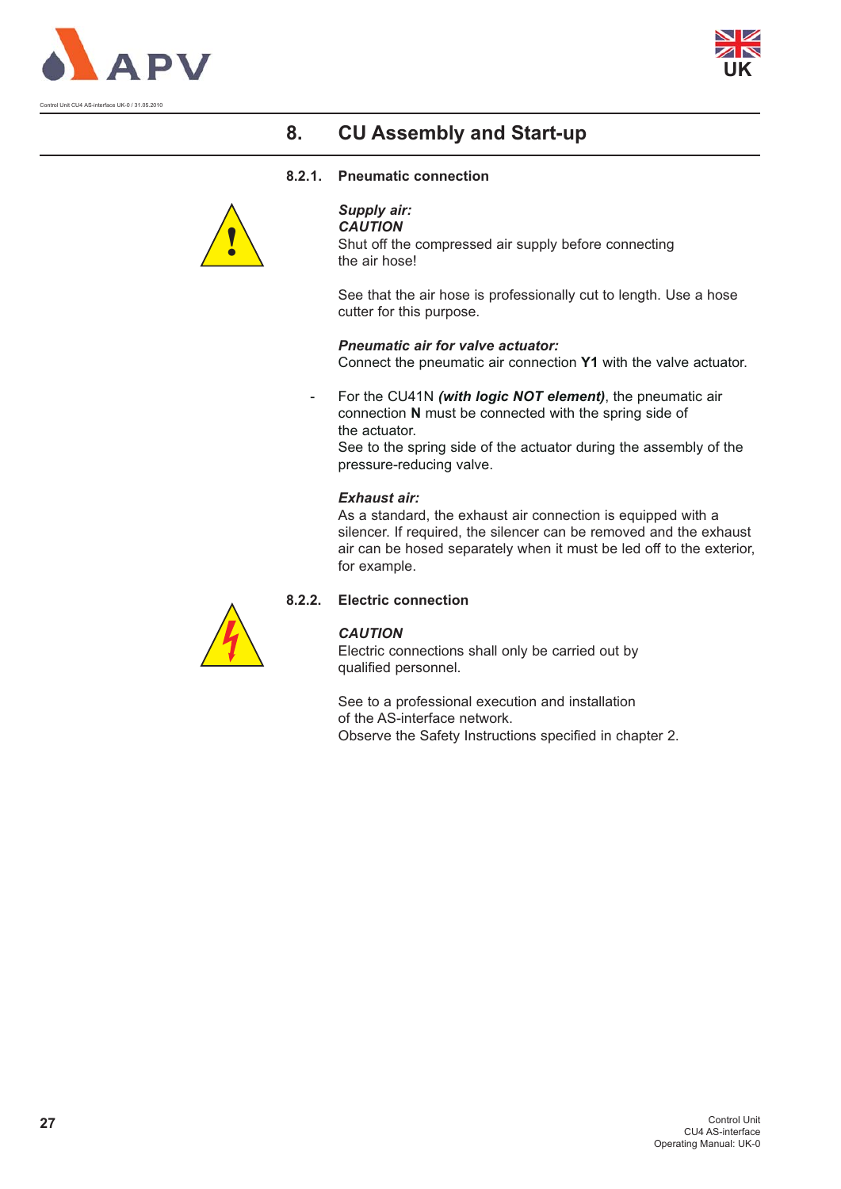# 8. CU Assembly and Start-up

### 8.2.1. Pneumatic connection

***Supply air:***
***CAUTION***
Shut off the compressed air supply before connecting the air hose!

See that the air hose is professionally cut to length. Use a hose cutter for this purpose.

***Pneumatic air for valve actuator:***
Connect the pneumatic air connection **Y1** with the valve actuator.

- For the CU41N ***(with logic NOT element)***, the pneumatic air connection **N** must be connected with the spring side of the actuator.
  See to the spring side of the actuator during the assembly of the pressure-reducing valve.

***Exhaust air:***
As a standard, the exhaust air connection is equipped with a silencer. If required, the silencer can be removed and the exhaust air can be hosed separately when it must be led off to the exterior, for example.

### 8.2.2. Electric connection

***CAUTION***
Electric connections shall only be carried out by qualified personnel.

See to a professional execution and installation of the AS-interface network.
Observe the Safety Instructions specified in chapter 2.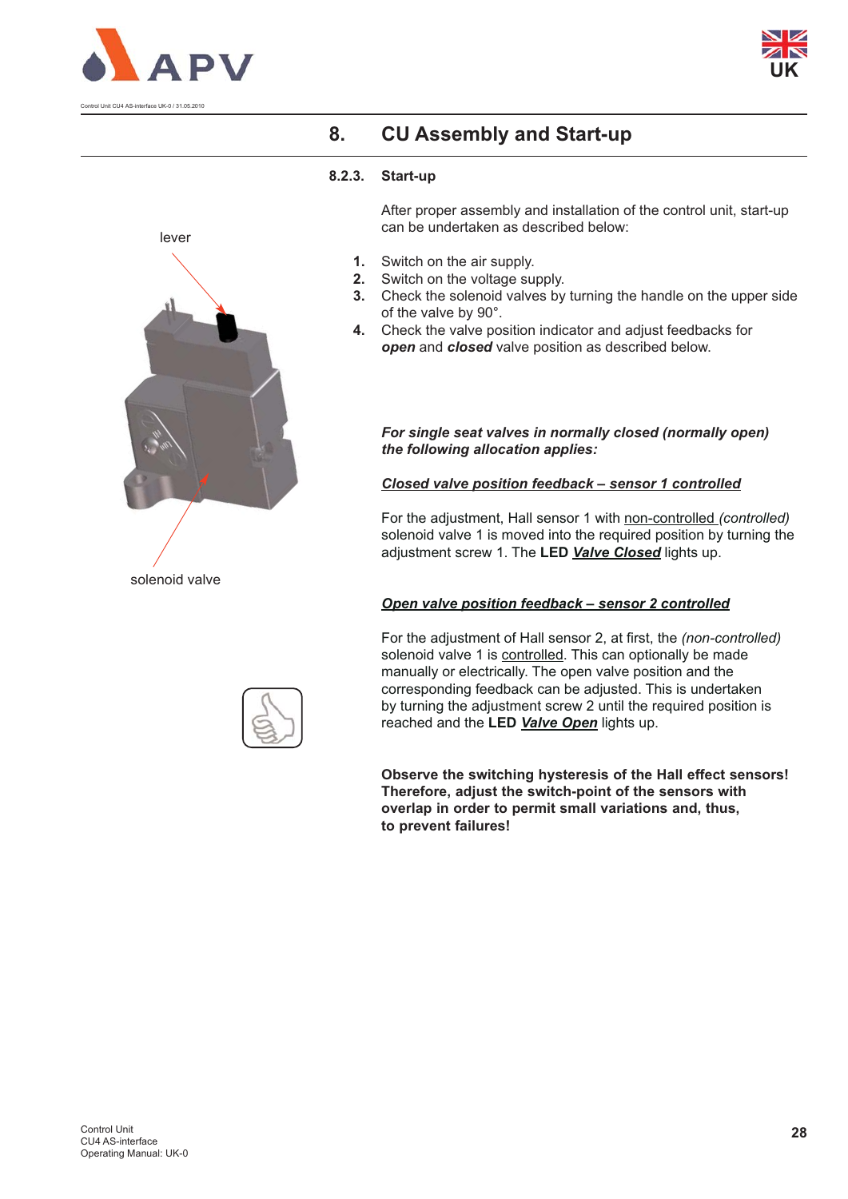# 8. CU Assembly and Start-up

### 8.2.3. Start-up

After proper assembly and installation of the control unit, start-up can be undertaken as described below:

lever

solenoid valve

1. Switch on the air supply.
2. Switch on the voltage supply.
3. Check the solenoid valves by turning the handle on the upper side of the valve by 90°.
4. Check the valve position indicator and adjust feedbacks for ***open*** and ***closed*** valve position as described below.

***For single seat valves in normally closed (normally open) the following allocation applies:***

***<u>Closed valve position feedback – sensor 1 controlled</u>***

For the adjustment, Hall sensor 1 with <u>non-controlled</u> *(controlled)* solenoid valve 1 is moved into the required position by turning the adjustment screw 1. The **LED *<u>Valve Closed</u>*** lights up.

***<u>Open valve position feedback – sensor 2 controlled</u>***

For the adjustment of Hall sensor 2, at first, the *(non-controlled)* solenoid valve 1 is <u>controlled</u>. This can optionally be made manually or electrically. The open valve position and the corresponding feedback can be adjusted. This is undertaken by turning the adjustment screw 2 until the required position is reached and the **LED *<u>Valve Open</u>*** lights up.

**Observe the switching hysteresis of the Hall effect sensors! Therefore, adjust the switch-point of the sensors with overlap in order to permit small variations and, thus, to prevent failures!**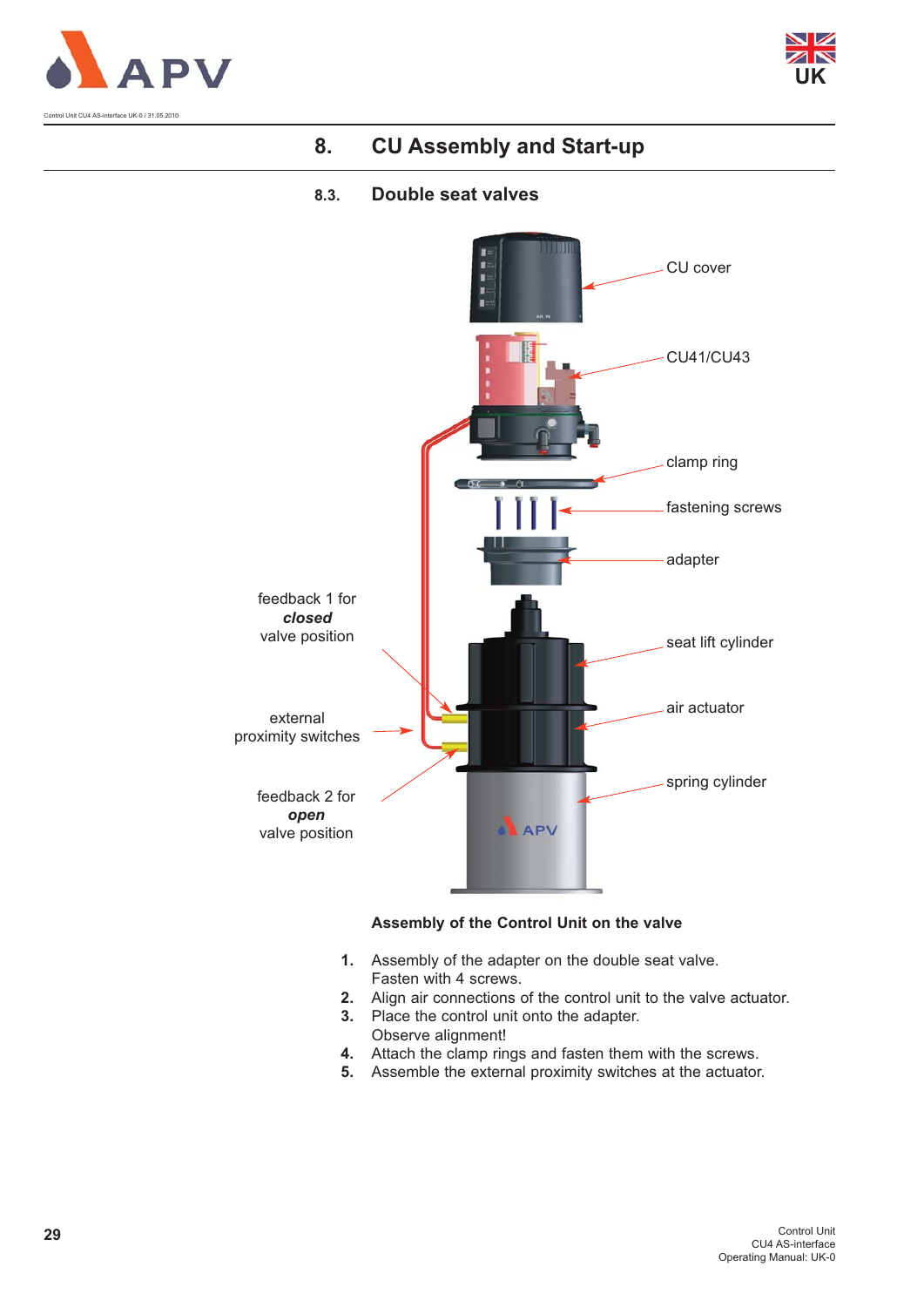# 8. CU Assembly and Start-up

## 8.3. Double seat valves

CU cover

CU41/CU43

clamp ring

fastening screws

adapter

feedback 1 for ***closed*** valve position

seat lift cylinder

air actuator

external proximity switches

spring cylinder

feedback 2 for ***open*** valve position

**Assembly of the Control Unit on the valve**

1. Assembly of the adapter on the double seat valve.
   Fasten with 4 screws.
2. Align air connections of the control unit to the valve actuator.
3. Place the control unit onto the adapter.
   Observe alignment!
4. Attach the clamp rings and fasten them with the screws.
5. Assemble the external proximity switches at the actuator.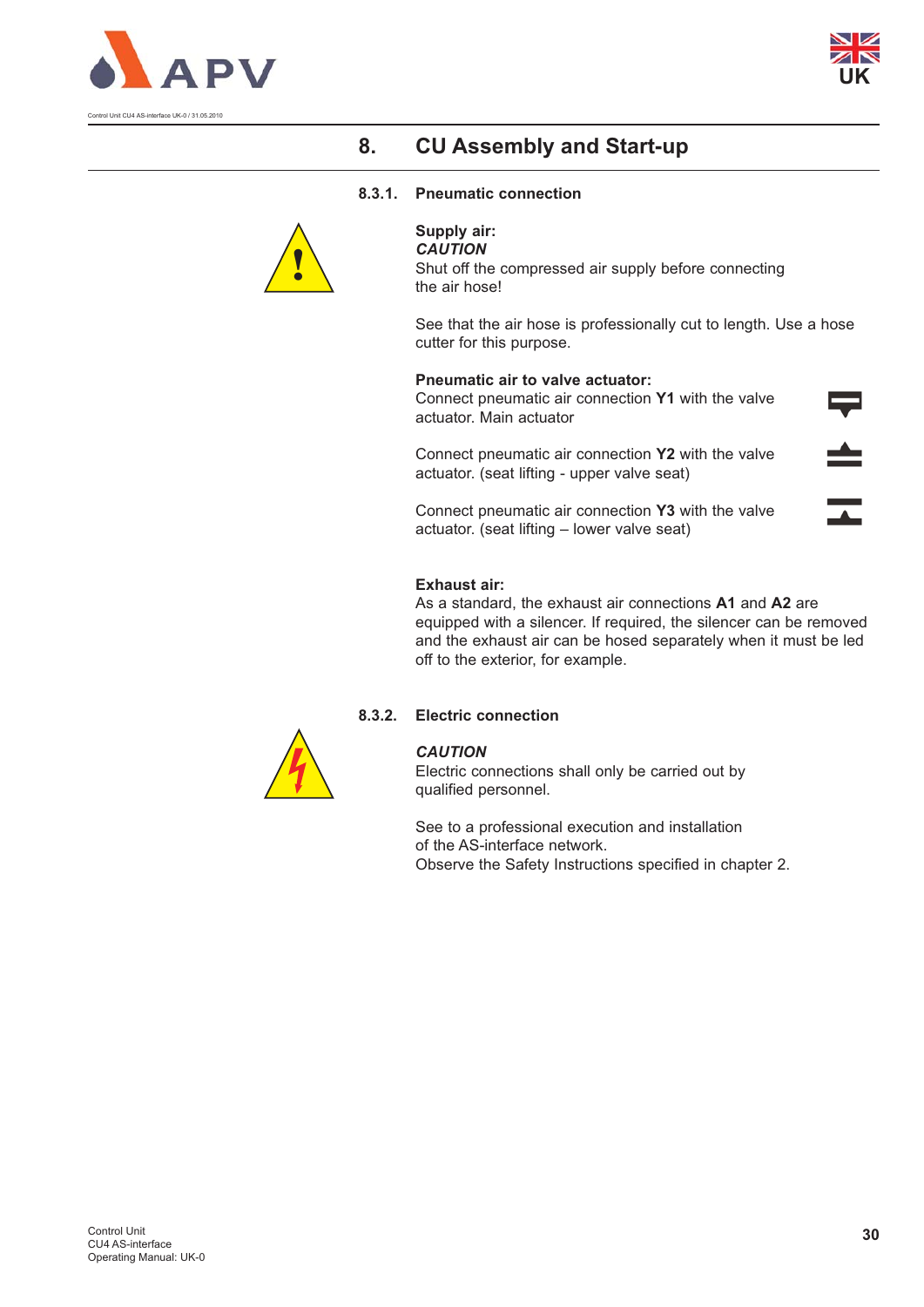# 8. CU Assembly and Start-up

### 8.3.1. Pneumatic connection

**Supply air:**
***CAUTION***
Shut off the compressed air supply before connecting the air hose!

See that the air hose is professionally cut to length. Use a hose cutter for this purpose.

**Pneumatic air to valve actuator:**
Connect pneumatic air connection **Y1** with the valve actuator. Main actuator

Connect pneumatic air connection **Y2** with the valve actuator. (seat lifting - upper valve seat)

Connect pneumatic air connection **Y3** with the valve actuator. (seat lifting – lower valve seat)

**Exhaust air:**
As a standard, the exhaust air connections **A1** and **A2** are equipped with a silencer. If required, the silencer can be removed and the exhaust air can be hosed separately when it must be led off to the exterior, for example.

### 8.3.2. Electric connection

***CAUTION***
Electric connections shall only be carried out by qualified personnel.

See to a professional execution and installation of the AS-interface network.
Observe the Safety Instructions specified in chapter 2.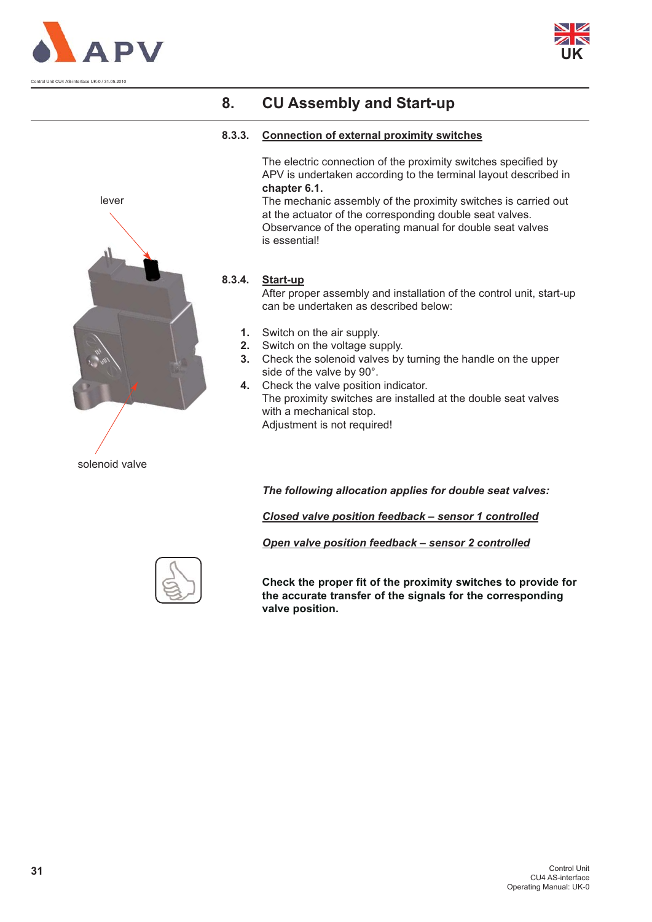# 8. CU Assembly and Start-up

## 8.3.3. Connection of external proximity switches

The electric connection of the proximity switches specified by APV is undertaken according to the terminal layout described in **chapter 6.1.**

The mechanic assembly of the proximity switches is carried out at the actuator of the corresponding double seat valves. Observance of the operating manual for double seat valves is essential!

lever

solenoid valve

## 8.3.4. Start-up

After proper assembly and installation of the control unit, start-up can be undertaken as described below:

1. Switch on the air supply.
2. Switch on the voltage supply.
3. Check the solenoid valves by turning the handle on the upper side of the valve by 90°.
4. Check the valve position indicator.
   The proximity switches are installed at the double seat valves with a mechanical stop.
   Adjustment is not required!

***The following allocation applies for double seat valves:***

***Closed valve position feedback – sensor 1 controlled***

***Open valve position feedback – sensor 2 controlled***

**Check the proper fit of the proximity switches to provide for the accurate transfer of the signals for the corresponding valve position.**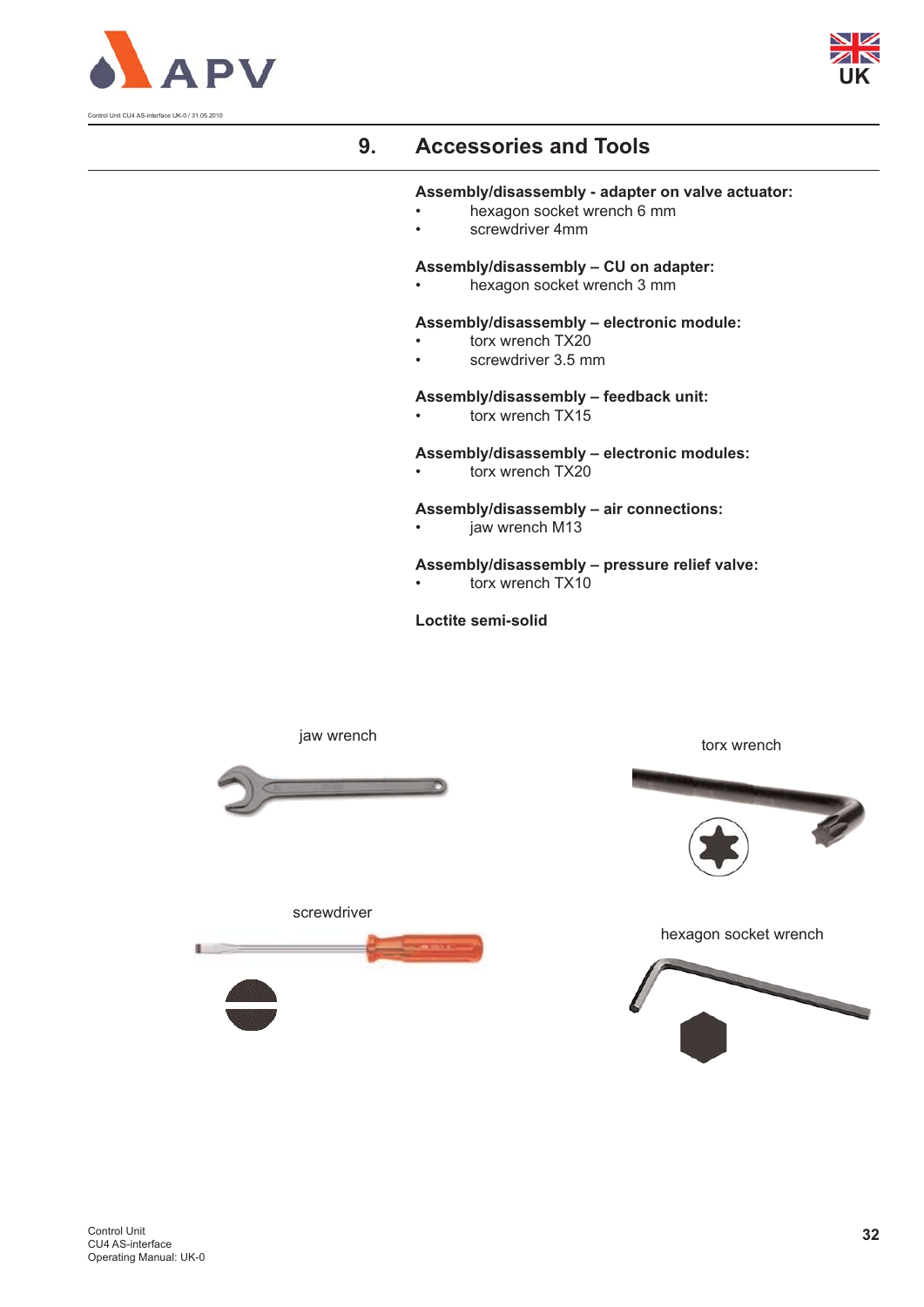# 9. Accessories and Tools

**Assembly/disassembly - adapter on valve actuator:**

- hexagon socket wrench 6 mm
- screwdriver 4mm

**Assembly/disassembly – CU on adapter:**

- hexagon socket wrench 3 mm

**Assembly/disassembly – electronic module:**

- torx wrench TX20
- screwdriver 3.5 mm

**Assembly/disassembly – feedback unit:**

- torx wrench TX15

**Assembly/disassembly – electronic modules:**

- torx wrench TX20

**Assembly/disassembly – air connections:**

- jaw wrench M13

**Assembly/disassembly – pressure relief valve:**

- torx wrench TX10

**Loctite semi-solid**

jaw wrench

torx wrench

screwdriver

hexagon socket wrench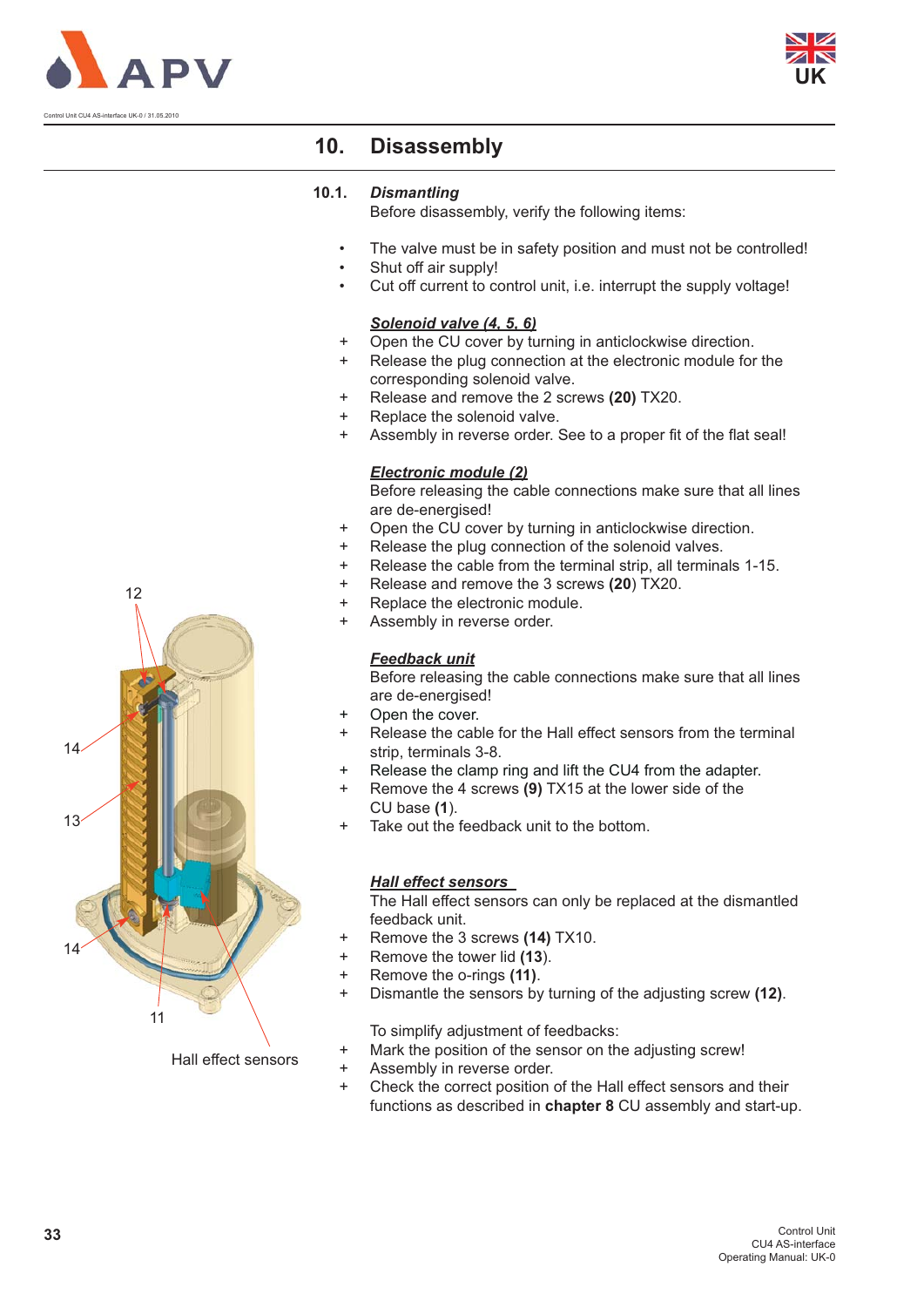# 10. Disassembly

## 10.1. *Dismantling*

Before disassembly, verify the following items:

- The valve must be in safety position and must not be controlled!
- Shut off air supply!
- Cut off current to control unit, i.e. interrupt the supply voltage!

***Solenoid valve (4, 5, 6)***

+ Open the CU cover by turning in anticlockwise direction.
+ Release the plug connection at the electronic module for the corresponding solenoid valve.
+ Release and remove the 2 screws **(20)** TX20.
+ Replace the solenoid valve.
+ Assembly in reverse order. See to a proper fit of the flat seal!

***Electronic module (2)***

Before releasing the cable connections make sure that all lines are de-energised!

+ Open the CU cover by turning in anticlockwise direction.
+ Release the plug connection of the solenoid valves.
+ Release the cable from the terminal strip, all terminals 1-15.
+ Release and remove the 3 screws (**20**) TX20.
+ Replace the electronic module.
+ Assembly in reverse order.

***Feedback unit***

Before releasing the cable connections make sure that all lines are de-energised!

+ Open the cover.
+ Release the cable for the Hall effect sensors from the terminal strip, terminals 3-8.
+ Release the clamp ring and lift the CU4 from the adapter.
+ Remove the 4 screws **(9)** TX15 at the lower side of the CU base (**1**).
+ Take out the feedback unit to the bottom.

***Hall effect sensors***

The Hall effect sensors can only be replaced at the dismantled feedback unit.

+ Remove the 3 screws **(14)** TX10.
+ Remove the tower lid (**13**).
+ Remove the o-rings **(11)**.
+ Dismantle the sensors by turning of the adjusting screw **(12)**.

To simplify adjustment of feedbacks:

+ Mark the position of the sensor on the adjusting screw!
+ Assembly in reverse order.
+ Check the correct position of the Hall effect sensors and their functions as described in **chapter 8** CU assembly and start-up.

12

14

13

14

11

Hall effect sensors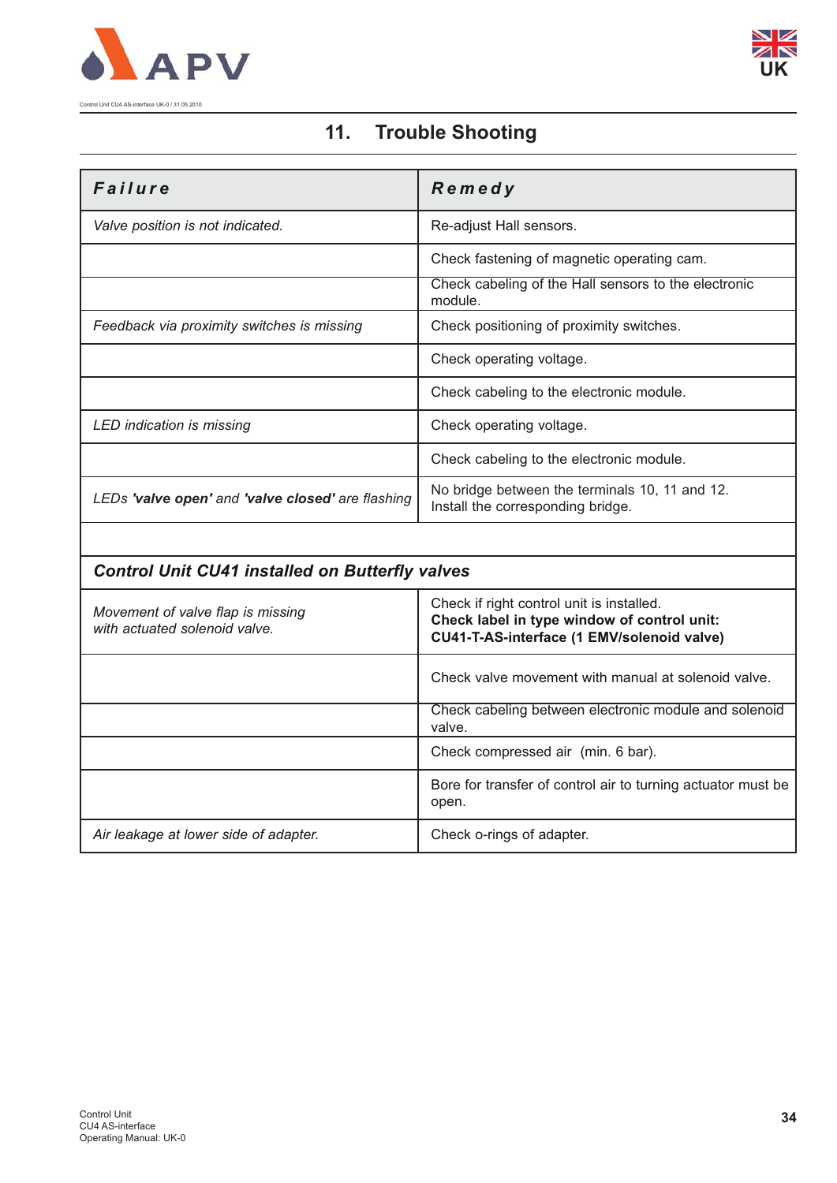## 11. Trouble Shooting

| ***Failure*** | ***Remedy*** |
|---|---|
| *Valve position is not indicated.* | Re-adjust Hall sensors. |
| | Check fastening of magnetic operating cam. |
| | Check cabeling of the Hall sensors to the electronic module. |
| *Feedback via proximity switches is missing* | Check positioning of proximity switches. |
| | Check operating voltage. |
| | Check cabeling to the electronic module. |
| *LED indication is missing* | Check operating voltage. |
| | Check cabeling to the electronic module. |
| *LEDs **'valve open'** and **'valve closed'** are flashing* | No bridge between the terminals 10, 11 and 12. Install the corresponding bridge. |
| | |
| ***Control Unit CU41 installed on Butterfly valves*** | |
| *Movement of valve flap is missing with actuated solenoid valve.* | Check if right control unit is installed. **Check label in type window of control unit: CU41-T-AS-interface (1 EMV/solenoid valve)** |
| | Check valve movement with manual at solenoid valve. |
| | Check cabeling between electronic module and solenoid valve. |
| | Check compressed air (min. 6 bar). |
| | Bore for transfer of control air to turning actuator must be open. |
| *Air leakage at lower side of adapter.* | Check o-rings of adapter. |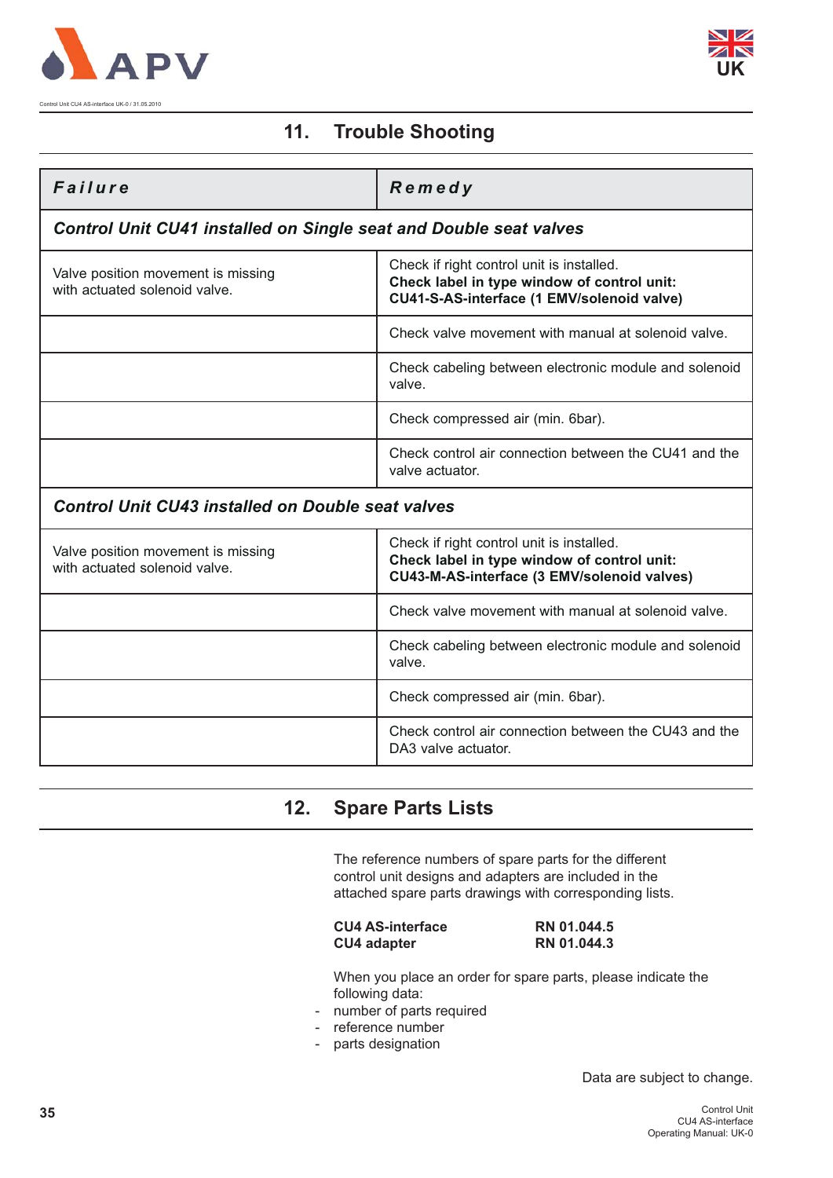## 11. Trouble Shooting

| ***Failure*** | ***Remedy*** |
|---|---|
| ***Control Unit CU41 installed on Single seat and Double seat valves*** | |
| Valve position movement is missing with actuated solenoid valve. | Check if right control unit is installed. **Check label in type window of control unit: CU41-S-AS-interface (1 EMV/solenoid valve)** |
| | Check valve movement with manual at solenoid valve. |
| | Check cabeling between electronic module and solenoid valve. |
| | Check compressed air (min. 6bar). |
| | Check control air connection between the CU41 and the valve actuator. |
| ***Control Unit CU43 installed on Double seat valves*** | |
| Valve position movement is missing with actuated solenoid valve. | Check if right control unit is installed. **Check label in type window of control unit: CU43-M-AS-interface (3 EMV/solenoid valves)** |
| | Check valve movement with manual at solenoid valve. |
| | Check cabeling between electronic module and solenoid valve. |
| | Check compressed air (min. 6bar). |
| | Check control air connection between the CU43 and the DA3 valve actuator. |

## 12. Spare Parts Lists

The reference numbers of spare parts for the different control unit designs and adapters are included in the attached spare parts drawings with corresponding lists.

| | |
|---|---|
| **CU4 AS-interface** | **RN 01.044.5** |
| **CU4 adapter** | **RN 01.044.3** |

When you place an order for spare parts, please indicate the following data:

- number of parts required
- reference number
- parts designation

Data are subject to change.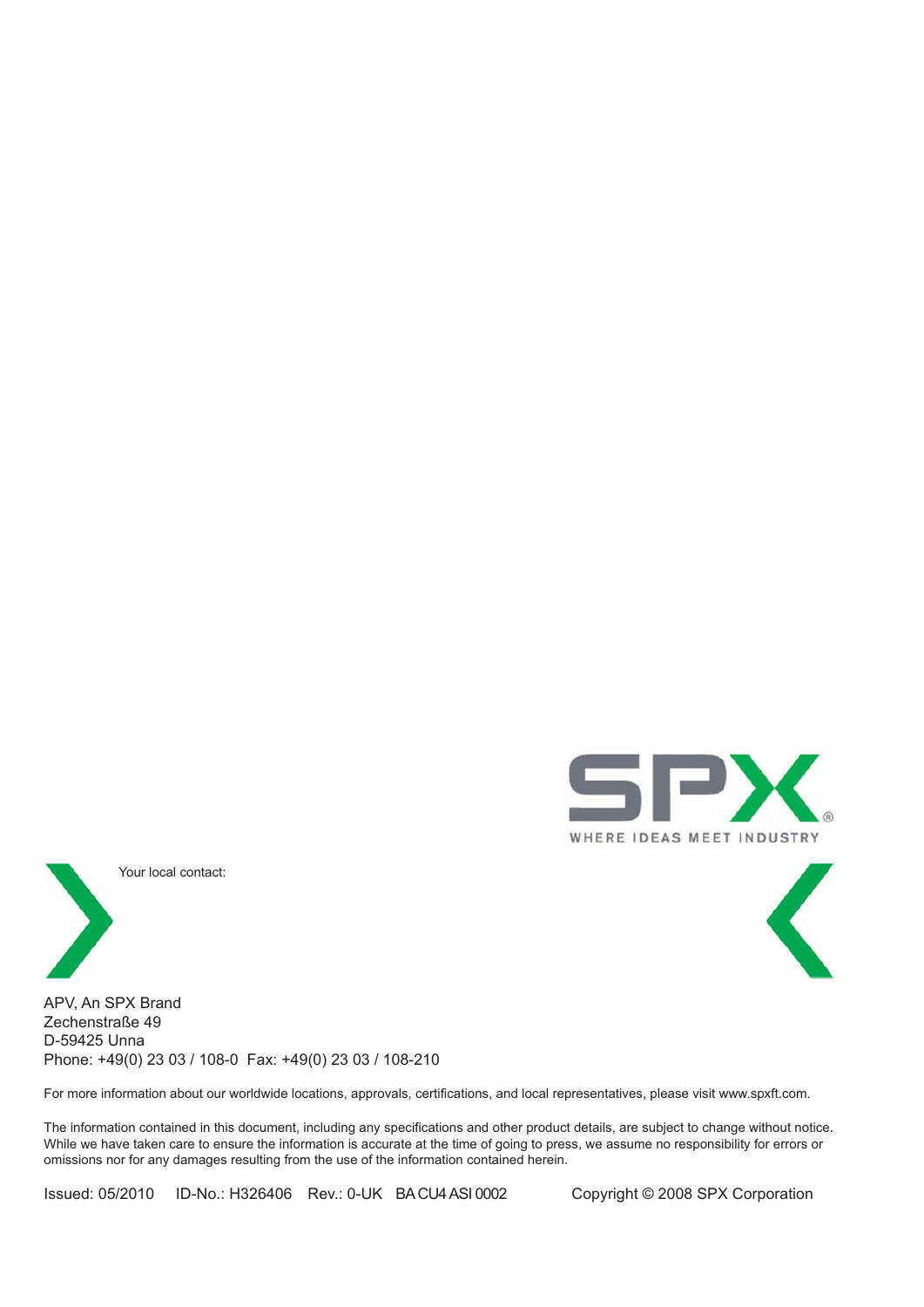SPX

WHERE IDEAS MEET INDUSTRY

Your local contact:

APV, An SPX Brand
Zechenstraße 49
D-59425 Unna
Phone: +49(0) 23 03 / 108-0  Fax: +49(0) 23 03 / 108-210

For more information about our worldwide locations, approvals, certifications, and local representatives, please visit www.spxft.com.

The information contained in this document, including any specifications and other product details, are subject to change without notice. While we have taken care to ensure the information is accurate at the time of going to press, we assume no responsibility for errors or omissions nor for any damages resulting from the use of the information contained herein.

Issued: 05/2010  ID-No.: H326406  Rev.: 0-UK  BA CU4 ASI 0002  Copyright © 2008 SPX Corporation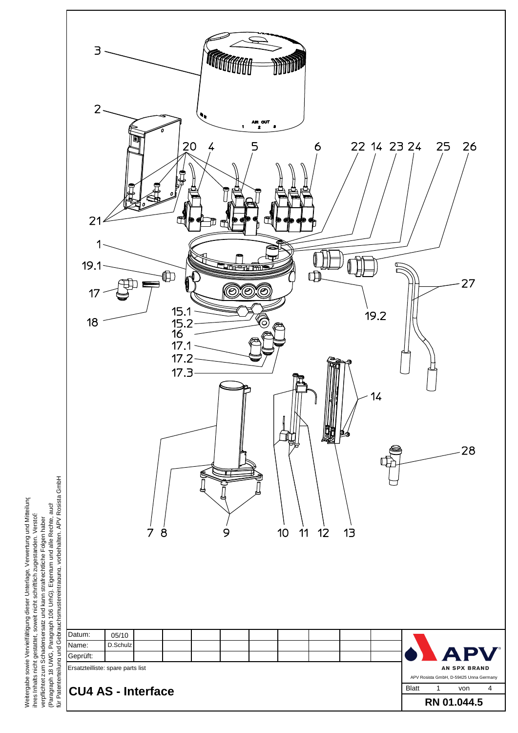Weitergabe sowie Vervielfältigung dieser Unterlage, Verwertung und Mitteilung ihres Inhalts nicht gestattet, soweit nicht schriftlich zugestanden. Verstoß verpflichtet zum Schadensersatz und kann strafrechtliche Folgen haben (Paragraph 18 UWG, Paragraph 106 UrhG). Eigentum und alle Rechte, auch für Patenterteilung und Gebrauchsmustereintragung, vorbehalten. APV Rosista GmbH

3

2

20 4 5 6 22 14 23 24 25 26

21

1

19.1

17

18

15.1

15.2

16

17.1

17.2

17.3

19.2

27

14

28

7 8 9 10 11 12 13

AIR OUT

1 2 3

| Datum: | 05/10 |
|---|---|
| Name: | D.Schulz |
| Geprüft: | |

Ersatzteilliste: spare parts list

## CU4 AS - Interface

APV AN SPX BRAND

APV Rosista GmbH, D-59425 Unna Germany

Blatt 1 von 4

**RN 01.044.5**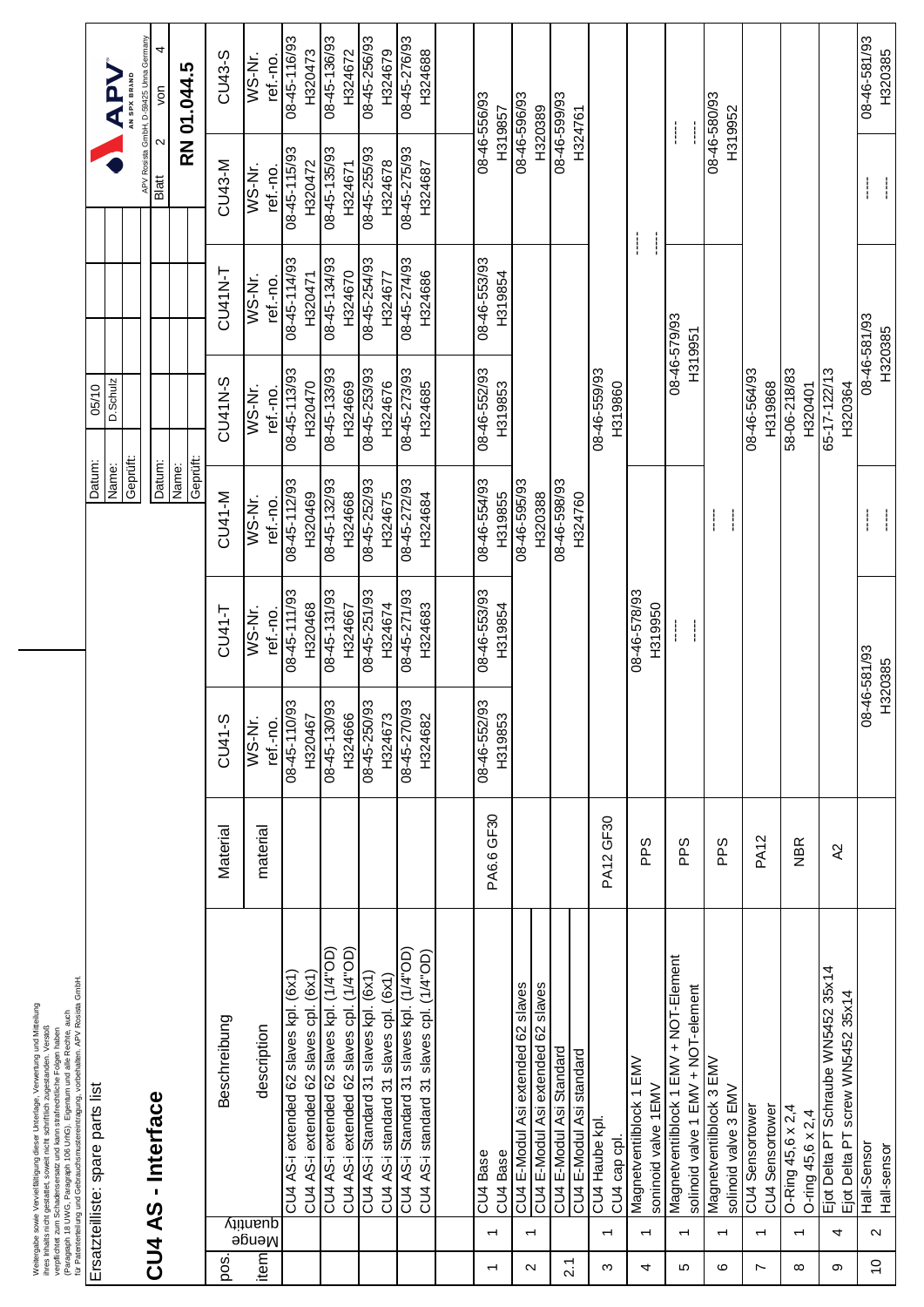Weitergabe sowie Vervielfältigung dieser Unterlage, Verwertung und Mitteilung ihres Inhalts nicht gestattet, soweit nicht schriftlich zugestanden. Verstoß verpflichtet zum Schadensersatz und kann strafrechtliche Folgen haben (Paragraph 18 UWG, Paragraph 106 UrhG). Eigentum und alle Rechte, auch für Patenterteilung und Gebrauchsmustereintragung, vorbehalten. APV Rosista GmbH

Ersatzteilliste: spare parts list

# CU4 AS - Interface

| Datum: | 05/10 |
|---|---|
| Name: | D.Schulz |
| Geprüft: | |

APV AN SPX BRAND

APV Rosista GmbH, D-59425 Unna Germany

Blatt 2 von 4

**RN 01.044.5**

| pos. / item | Menge / quantity | Beschreibung / description | Material / material | CU41-S WS-Nr. ref.-no. | CU41-T WS-Nr. ref.-no. | CU41-M WS-Nr. ref.-no. | CU41N-S WS-Nr. ref.-no. | CU41N-T WS-Nr. ref.-no. | CU43-M WS-Nr. ref.-no. | CU43-S WS-Nr. ref.-no. |
|---|---|---|---|---|---|---|---|---|---|---|
| | | CU4 AS-i extended 62 slaves kpl. (6x1) / CU4 AS-i extended 62 slaves cpl. (6x1) | | 08-45-110/93 H320467 | 08-45-111/93 H320468 | 08-45-112/93 H320469 | 08-45-113/93 H320470 | 08-45-114/93 H320471 | 08-45-115/93 H320472 | 08-45-116/93 H320473 |
| | | CU4 AS-i extended 62 slaves kpl. (1/4"OD) / CU4 AS-i extended 62 slaves cpl. (1/4"OD) | | 08-45-130/93 H324666 | 08-45-131/93 H324667 | 08-45-132/93 H324668 | 08-45-133/93 H324669 | 08-45-134/93 H324670 | 08-45-135/93 H324671 | 08-45-136/93 H324672 |
| | | CU4 AS-i Standard 31 slaves kpl. (6x1) / CU4 AS-i standard 31 slaves cpl. (6x1) | | 08-45-250/93 H324673 | 08-45-251/93 H324674 | 08-45-252/93 H324675 | 08-45-253/93 H324676 | 08-45-254/93 H324677 | 08-45-255/93 H324678 | 08-45-256/93 H324679 |
| | | CU4 AS-i Standard 31 slaves kpl. (1/4"OD) / CU4 AS-i standard 31 slaves cpl. (1/4"OD) | | 08-45-270/93 H324682 | 08-45-271/93 H324683 | 08-45-272/93 H324684 | 08-45-273/93 H324685 | 08-45-274/93 H324686 | 08-45-275/93 H324687 | 08-45-276/93 H324688 |
| 1 | 1 | CU4 Base / CU4 Base | PA6.6 GF30 | 08-46-552/93 H319853 | 08-46-553/93 H319854 | 08-46-554/93 H319855 | 08-46-552/93 H319853 | 08-46-553/93 H319854 | 08-46-556/93 H319857 | |
| 2 | 1 | CU4 E-Modul Asi extended 62 slaves / CU4 E-Modul Asi extended 62 slaves | | | | 08-46-595/93 H320388 | | | 08-46-596/93 H320389 | |
| 2.1 | | CU4 E-Modul Asi Standard / CU4 E-Modul Asi standard | | | | 08-46-598/93 H324760 | | | 08-46-599/93 H324761 | |
| 3 | 1 | CU4 Haube kpl. / CU4 cap cpl. | PA12 GF30 | | | | 08-46-559/93 H319860 | | | |
| 4 | 1 | Magnetventilblock 1 EMV / solinoid valve 1EMV | PPS | | 08-46-578/93 H319950 | | | ---- | | |
| 5 | 1 | Magnetventilblock 1 EMV + NOT-Element / solinoid valve 1 EMV + NOT-element | PPS | | ---- | | 08-46-579/93 H319951 | | ---- | |
| 6 | 1 | Magnetventilblock 3 EMV / solinoid valve 3 EMV | PPS | | | ---- | | | 08-46-580/93 H319952 | |
| 7 | 1 | CU4 Sensortower / CU4 Sensortower | PA12 | | | | 08-46-564/93 H319868 | | | |
| 8 | 1 | O-Ring 45,6 x 2,4 / O-ring 45,6 x 2,4 | NBR | | | | 58-06-218/83 H320401 | | | |
| 9 | 4 | Ejot Delta PT Schraube WN5452 35x14 / Ejot Delta PT screw WN5452 35x14 | A2 | | | | 65-17-122/13 H320364 | | | |
| 10 | 2 | Hall-Sensor / Hall-sensor | | 08-46-581/93 H320385 | | ---- | 08-46-581/93 H320385 | | ---- | 08-46-581/93 H320385 |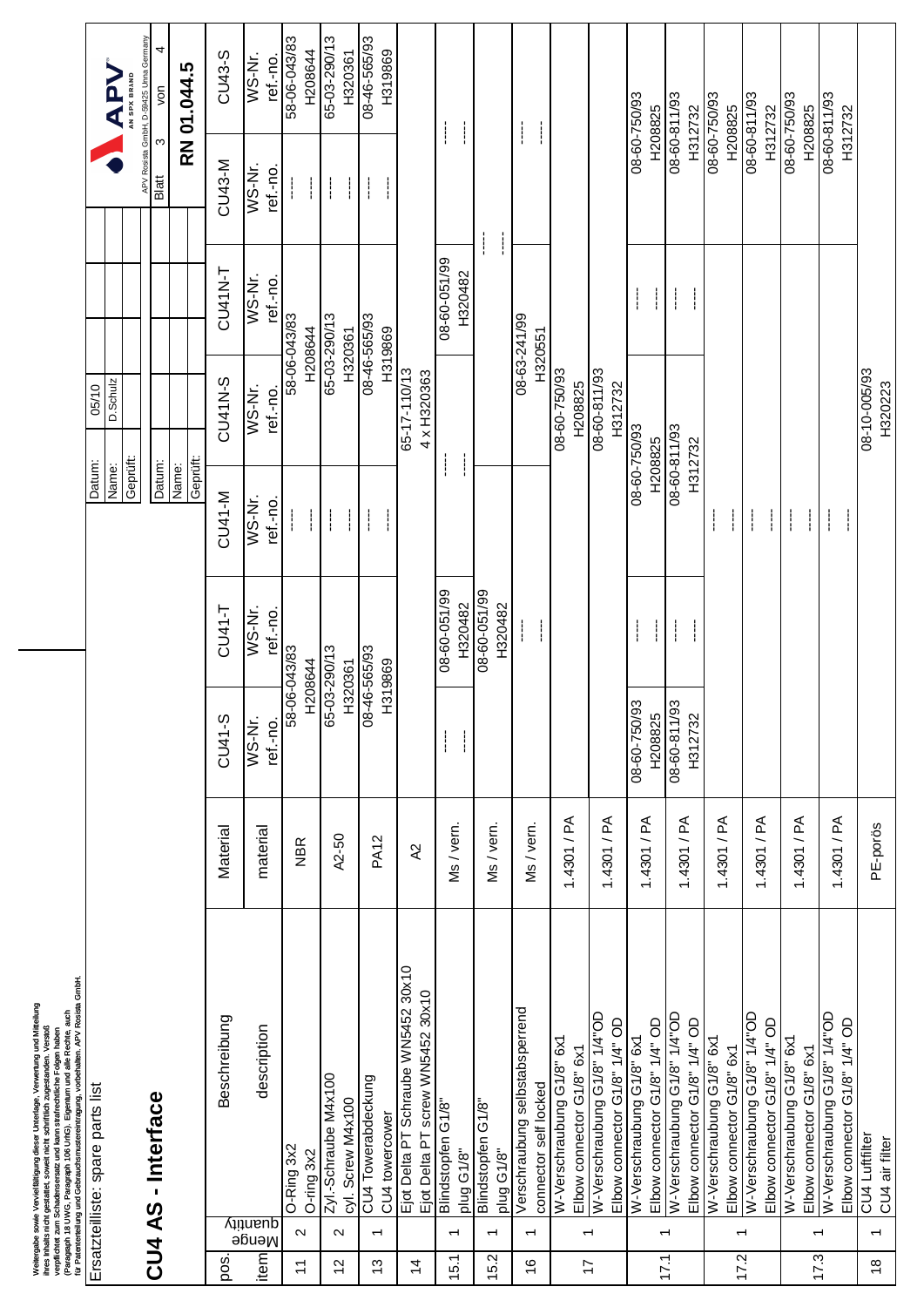Weitergabe sowie Vervielfältigung dieser Unterlage, Verwertung und Mitteilung ihres Inhalts nicht gestattet, soweit nicht schriftlich zugestanden. Verstoß verpflichtet zum Schadensersatz und kann strafrechtliche Folgen haben (Paragraph 18 UWG, Paragraph 106 UrhG). Eigentum und alle Rechte, auch für Patenterteilung und Gebrauchsmustereintragung, vorbehalten. APV Rosista GmbH.

Ersatzteilliste: spare parts list

# CU4 AS - Interface

| Datum: | 05/10 |
|---|---|
| Name: | D.Schulz |
| Geprüft: | |

APV AN SPX BRAND
APV Rosista GmbH, D-59425 Unna Germany

Blatt 3 von 4

**RN 01.044.5**

| pos. / item | Menge / quantity | Beschreibung / description | Material / material | CU41-S WS-Nr. / ref.-no. | CU41-T WS-Nr. / ref.-no. | CU41-M WS-Nr. / ref.-no. | CU41N-S WS-Nr. / ref.-no. | CU41N-T WS-Nr. / ref.-no. | CU43-M WS-Nr. / ref.-no. | CU43-S WS-Nr. / ref.-no. |
|---|---|---|---|---|---|---|---|---|---|---|
| 11 | 2 | O-Ring 3x2<br>O-ring 3x2 | NBR | 58-06-043/83<br>H208644 | | ---<br>--- | 58-06-043/83<br>H208644 | | ---<br>--- | 58-06-043/83<br>H208644 |
| 12 | 2 | Zyl.-Schraube M4x100<br>cyl. Screw M4x100 | A2-50 | 65-03-290/13<br>H320361 | | ---<br>--- | 65-03-290/13<br>H320361 | | ---<br>--- | 65-03-290/13<br>H320361 |
| 13 | 1 | CU4 Towerabdeckung<br>CU4 towercover | PA12 | 08-46-565/93<br>H319869 | | ---<br>--- | 08-46-565/93<br>H319869 | | ---<br>--- | 08-46-565/93<br>H319869 |
| 14 | | Ejot Delta PT Schraube WN5452 30x10<br>Ejot Delta PT screw WN5452 30x10 | A2 | | | | 65-17-110/13<br>4 x H320363 | | | |
| 15.1 | 1 | Blindstopfen G1/8"<br>plug G1/8" | Ms / vern. | ---<br>--- | 08-60-051/99<br>H320482 | | ---<br>--- | 08-60-051/99<br>H320482 | ---<br>--- | |
| 15.2 | 1 | Blindstopfen G1/8"<br>plug G1/8" | Ms / vern. | | 08-60-051/99<br>H320482 | | | ---<br>--- | | |
| 16 | 1 | Verschraubung selbstabsperrend<br>connector self locked | Ms / vern. | | ---<br>--- | | 08-63-241/99<br>H320551 | | ---<br>--- | |
| 17 | 1 | W-Verschraubung G1/8" 6x1<br>Elbow connector G1/8" 6x1 | 1.4301 / PA | | | | 08-60-750/93<br>H208825 | | | |
| | | W-Verschraubung G1/8" 1/4"OD<br>Elbow connector G1/8" 1/4" OD | 1.4301 / PA | | | | 08-60-811/93<br>H312732 | | | |
| 17.1 | 1 | W-Verschraubung G1/8" 6x1<br>Elbow connector G1/8" 6x1 | 1.4301 / PA | 08-60-750/93<br>H208825 | ---<br>--- | 08-60-750/93<br>H208825 | | ---<br>--- | | 08-60-750/93<br>H208825 |
| | | W-Verschraubung G1/8" 1/4"OD<br>Elbow connector G1/8" 1/4" OD | 1.4301 / PA | 08-60-811/93<br>H312732 | ---<br>--- | 08-60-811/93<br>H312732 | | ---<br>--- | | 08-60-811/93<br>H312732 |
| 17.2 | 1 | W-Verschraubung G1/8" 6x1<br>Elbow connector G1/8" 6x1 | 1.4301 / PA | | | ---<br>--- | | | | 08-60-750/93<br>H208825 |
| | | W-Verschraubung G1/8" 1/4"OD<br>Elbow connector G1/8" 1/4" OD | 1.4301 / PA | | | ---<br>--- | | | | 08-60-811/93<br>H312732 |
| 17.3 | 1 | W-Verschraubung G1/8" 6x1<br>Elbow connector G1/8" 6x1 | 1.4301 / PA | | | ---<br>--- | | | | 08-60-750/93<br>H208825 |
| | | W-Verschraubung G1/8" 1/4"OD<br>Elbow connector G1/8" 1/4" OD | 1.4301 / PA | | | ---<br>--- | | | | 08-60-811/93<br>H312732 |
| 18 | 1 | CU4 Luftfilter<br>CU4 air filter | PE-porös | | | | 08-10-005/93<br>H320223 | | | |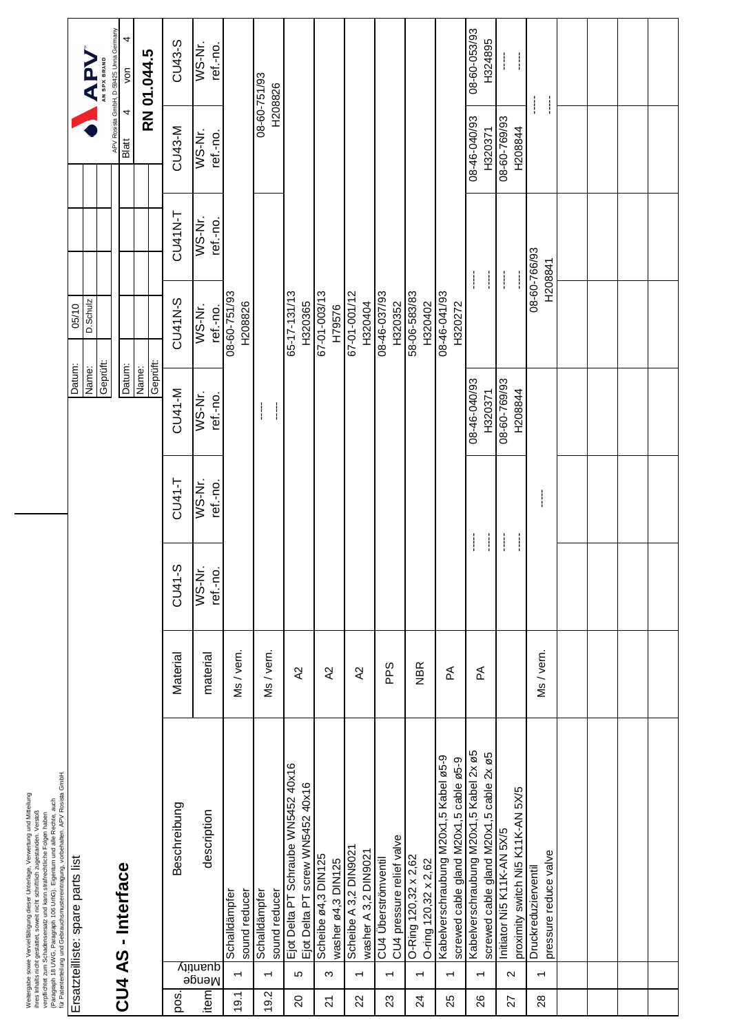Weitergabe sowie Vervielfältigung dieser Unterlage, Verwertung und Mitteilung ihres Inhalts nicht gestattet, soweit nicht schriftlich zugestanden. Verstoß verpflichtet zum Schadensersatz und kann strafrechtliche Folgen haben (Paragraph 18 UWG, Paragraph 106 UrHG). Eigentum und alle Rechte, auch für Patenterteilung und Gebrauchsmustereintragung, vorbehalten. APV Rosista GmbH.

Ersatzteilliste: spare parts list

# CU4 AS - Interface

| Datum: | 05/10 |
|---|---|
| Name: | D.Schulz |
| Geprüft: | |

APV AN SPX BRAND — APV Rosista GmbH, D-59425 Unna Germany

Blatt 4 von 4

**RN 01.044.5**

| pos. / item | Menge / quantity | Beschreibung / description | Material / material | CU41-S WS-Nr. / ref.-no. | CU41-T WS-Nr. / ref.-no. | CU41-M WS-Nr. / ref.-no. | CU41N-S WS-Nr. / ref.-no. | CU41N-T WS-Nr. / ref.-no. | CU43-M WS-Nr. / ref.-no. | CU43-S WS-Nr. / ref.-no. |
|---|---|---|---|---|---|---|---|---|---|---|
| 19.1 | 1 | Schalldämpfer / sound reducer | Ms / vern. | | | | 08-60-751/93 H208826 | | | |
| 19.2 | 1 | Schalldämpfer / sound reducer | Ms / vern. | | | ---- ---- | | | 08-60-751/93 H208826 | |
| 20 | 5 | Ejot Delta PT Schraube WN5452 40x16 / Ejot Delta PT screw WN5452 40x16 | A2 | | | | 65-17-131/13 H320365 | | | |
| 21 | 3 | Scheibe ø4,3 DIN125 / washer ø4,3 DIN125 | A2 | | | | 67-01-003/13 H79576 | | | |
| 22 | 1 | Scheibe A 3,2 DIN9021 / washer A 3,2 DIN9021 | A2 | | | | 67-01-001/12 H320404 | | | |
| 23 | 1 | CU4 Überströmventil / CU4 pressure relief valve | PPS | | | | 08-46-037/93 H320352 | | | |
| 24 | 1 | O-Ring 120,32 x 2,62 / O-ring 120,32 x 2,62 | NBR | | | | 58-06-583/83 H320402 | | | |
| 25 | 1 | Kabelverschraubung M20x1,5 Kabel ø5-9 / screwed cable gland M20x1,5 cable ø5-9 | PA | | | | 08-46-041/93 H320272 | | | |
| 26 | 1 | Kabelverschraubung M20x1,5 Kabel 2x ø5 / screwed cable gland M20x1,5 cable 2x ø5 | PA | ---- ---- | | 08-46-040/93 H320371 | ---- ---- | | 08-46-040/93 H320371 | 08-60-053/93 H324895 |
| 27 | 2 | Initiator Ni5 K11K-AN 5X/5 / proximity switch Ni5 K11K-AN 5X/5 | | ---- ---- | | 08-60-769/93 H208844 | ---- ---- | | 08-60-769/93 H208844 | ---- ---- |
| 28 | 1 | Druckreduzierventil / pressure reduce valve | Ms / vern. | | ---- | | | 08-60-766/93 H208841 | ---- ---- | |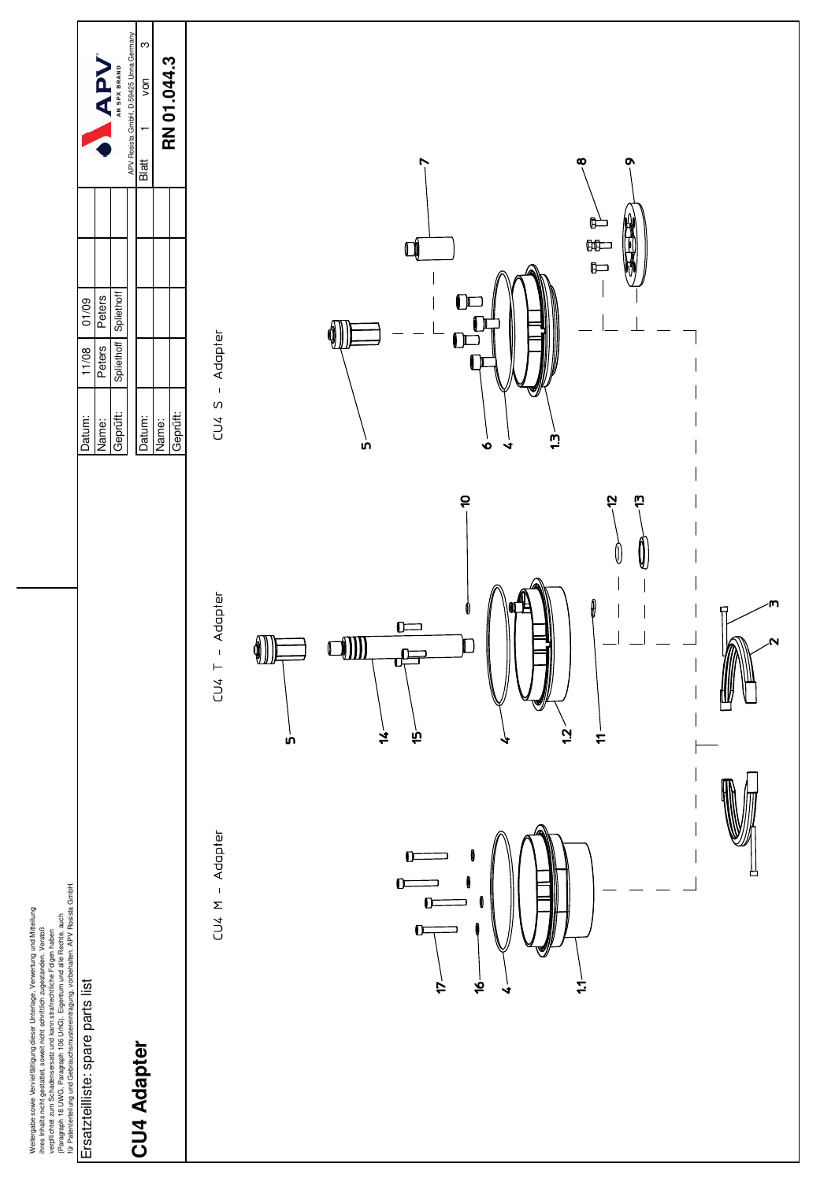Weitergabe sowie Vervielfältigung dieser Unterlage, Verwertung und Mitteilung ihres Inhalts nicht gestattet, soweit nicht schriftlich zugestanden. Verstoß verpflichtet zum Schadensersatz und kann strafrechtliche Folgen haben (Paragraph 18 UWG, Paragraph 106 UrhG). Eigentum und alle Rechte, auch für Patenterteilung und Gebrauchsmustereintragung, vorbehalten. APV Rosista GmbH

Ersatzteilliste: spare parts list

# CU4 Adapter

| | | |
|---|---|---|
| Datum: | 11/08 | 01/09 |
| Name: | Peters | Peters |
| Geprüft: | Spliethoff | Spliethoff |
| Datum: | | |
| Name: | | |
| Geprüft: | | |

APV AN SPX BRAND

APV Rosista GmbH, D-59425 Unna Germany

Blatt 1 von 3

**RN 01.044.3**

CU4 M - Adapter

17
16
4
1.1

CU4 T - Adapter

5
14
15
4
1.2
11
10
12
13
2
3

CU4 S - Adapter

5
6
4
1.3
7
8
9